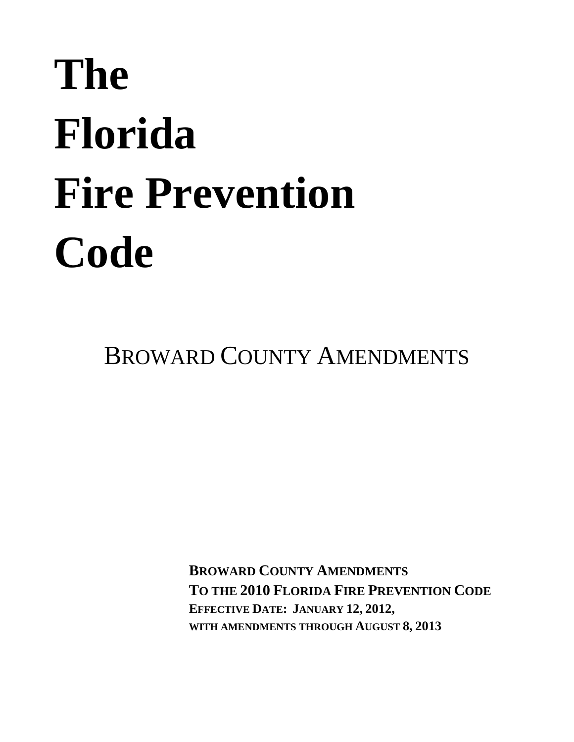# The Florida Fire Prevention Code

## Broward County Amendments

**Broward County Amendments**
**To the 2010 Florida Fire Prevention Code**
**Effective Date: January 12, 2012,**
**with amendments through August 8, 2013**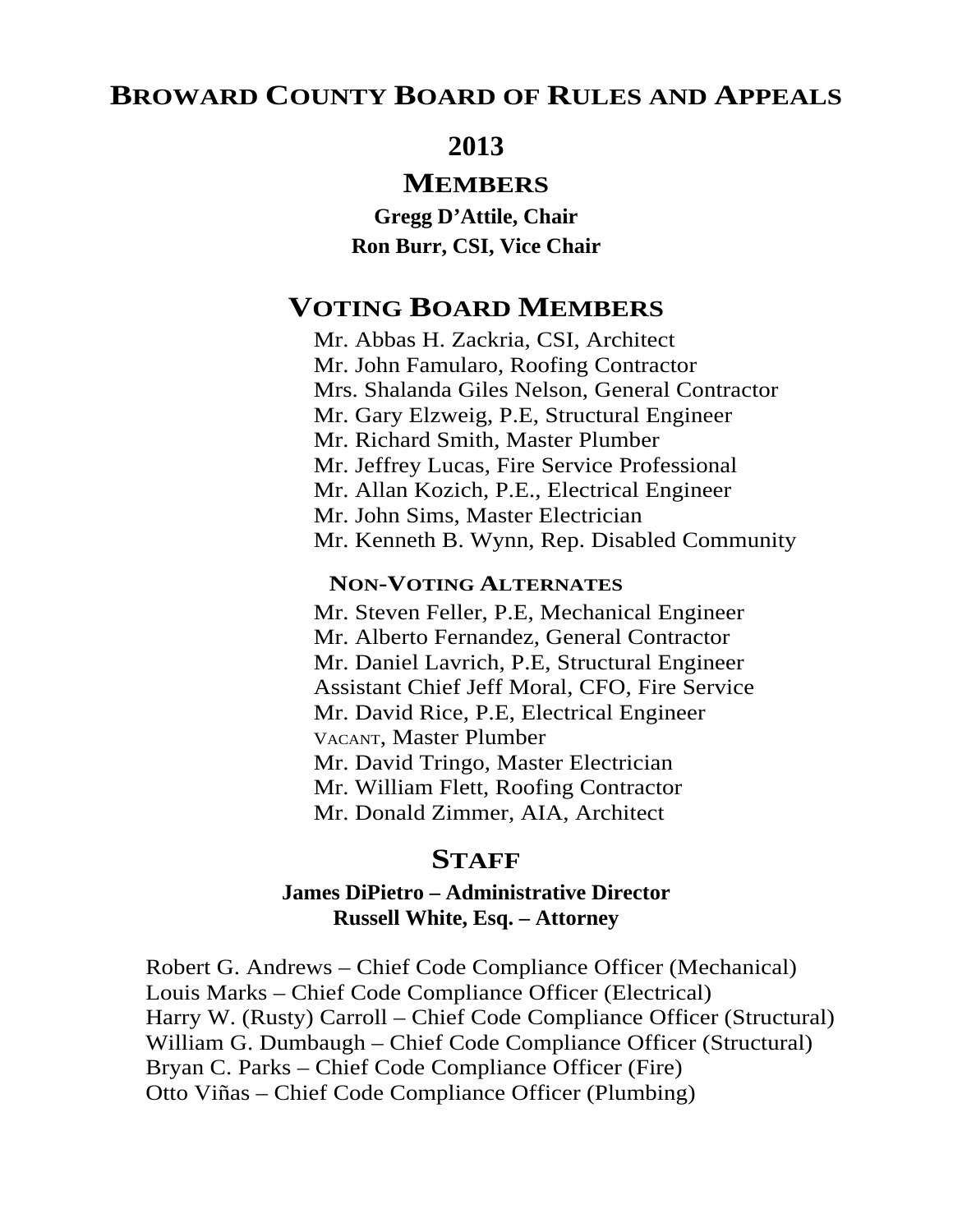# Broward County Board of Rules and Appeals

## 2013

## Members

**Gregg D'Attile, Chair**

**Ron Burr, CSI, Vice Chair**

## Voting Board Members

Mr. Abbas H. Zackria, CSI, Architect
Mr. John Famularo, Roofing Contractor
Mrs. Shalanda Giles Nelson, General Contractor
Mr. Gary Elzweig, P.E, Structural Engineer
Mr. Richard Smith, Master Plumber
Mr. Jeffrey Lucas, Fire Service Professional
Mr. Allan Kozich, P.E., Electrical Engineer
Mr. John Sims, Master Electrician
Mr. Kenneth B. Wynn, Rep. Disabled Community

### Non-Voting Alternates

Mr. Steven Feller, P.E, Mechanical Engineer
Mr. Alberto Fernandez, General Contractor
Mr. Daniel Lavrich, P.E, Structural Engineer
Assistant Chief Jeff Moral, CFO, Fire Service
Mr. David Rice, P.E, Electrical Engineer
VACANT, Master Plumber
Mr. David Tringo, Master Electrician
Mr. William Flett, Roofing Contractor
Mr. Donald Zimmer, AIA, Architect

## Staff

**James DiPietro – Administrative Director**

**Russell White, Esq. – Attorney**

Robert G. Andrews – Chief Code Compliance Officer (Mechanical)
Louis Marks – Chief Code Compliance Officer (Electrical)
Harry W. (Rusty) Carroll – Chief Code Compliance Officer (Structural)
William G. Dumbaugh – Chief Code Compliance Officer (Structural)
Bryan C. Parks – Chief Code Compliance Officer (Fire)
Otto Viñas – Chief Code Compliance Officer (Plumbing)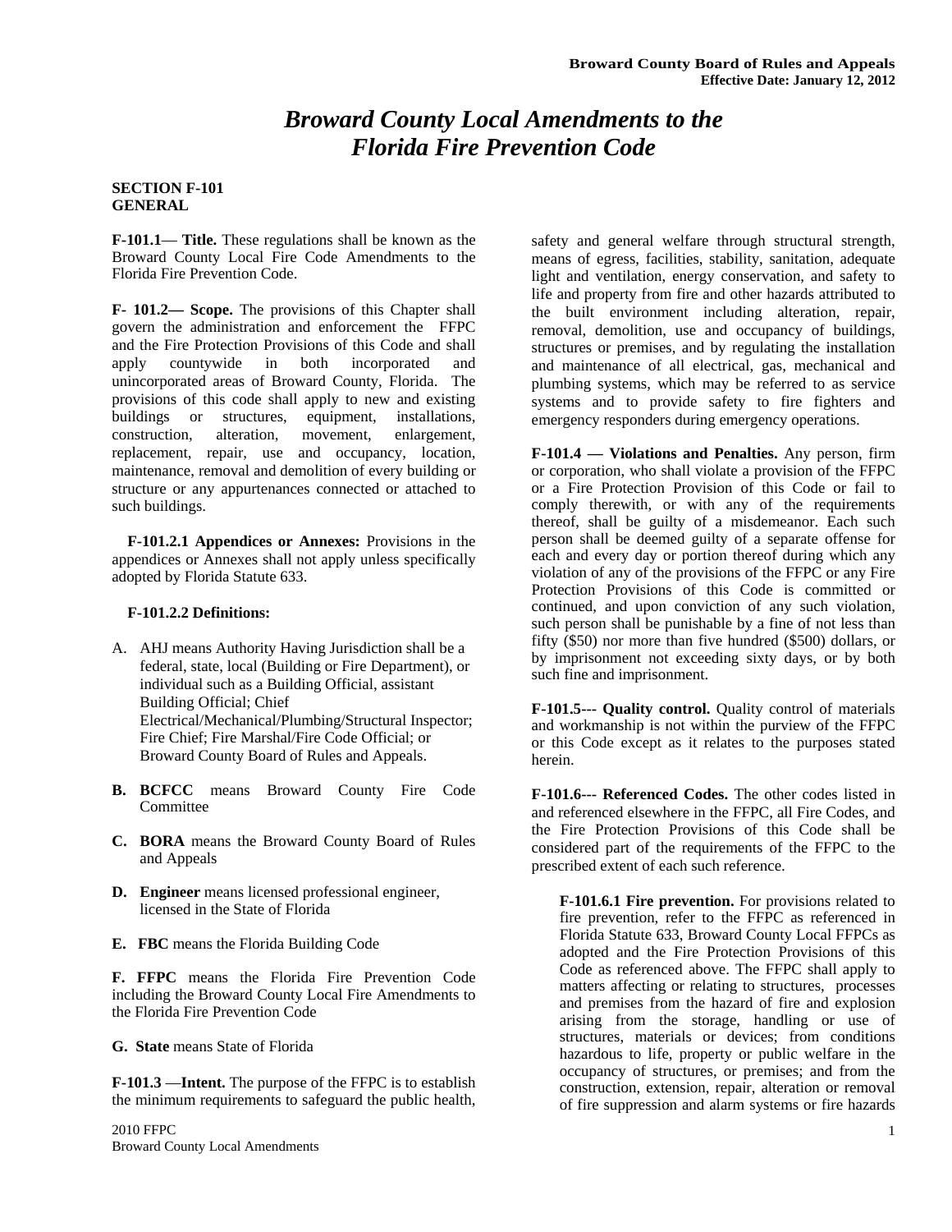# *Broward County Local Amendments to the Florida Fire Prevention Code*

**SECTION F-101**
**GENERAL**

**F-101.1**— **Title.** These regulations shall be known as the Broward County Local Fire Code Amendments to the Florida Fire Prevention Code.

**F- 101.2— Scope.** The provisions of this Chapter shall govern the administration and enforcement the FFPC and the Fire Protection Provisions of this Code and shall apply countywide in both incorporated and unincorporated areas of Broward County, Florida. The provisions of this code shall apply to new and existing buildings or structures, equipment, installations, construction, alteration, movement, enlargement, replacement, repair, use and occupancy, location, maintenance, removal and demolition of every building or structure or any appurtenances connected or attached to such buildings.

**F-101.2.1 Appendices or Annexes:** Provisions in the appendices or Annexes shall not apply unless specifically adopted by Florida Statute 633.

**F-101.2.2 Definitions:**

A. AHJ means Authority Having Jurisdiction shall be a federal, state, local (Building or Fire Department), or individual such as a Building Official, assistant Building Official; Chief Electrical/Mechanical/Plumbing/Structural Inspector; Fire Chief; Fire Marshal/Fire Code Official; or Broward County Board of Rules and Appeals.

**B. BCFCC** means Broward County Fire Code Committee

**C. BORA** means the Broward County Board of Rules and Appeals

**D. Engineer** means licensed professional engineer, licensed in the State of Florida

**E. FBC** means the Florida Building Code

**F. FFPC** means the Florida Fire Prevention Code including the Broward County Local Fire Amendments to the Florida Fire Prevention Code

**G. State** means State of Florida

**F-101.3** —**Intent.** The purpose of the FFPC is to establish the minimum requirements to safeguard the public health, safety and general welfare through structural strength, means of egress, facilities, stability, sanitation, adequate light and ventilation, energy conservation, and safety to life and property from fire and other hazards attributed to the built environment including alteration, repair, removal, demolition, use and occupancy of buildings, structures or premises, and by regulating the installation and maintenance of all electrical, gas, mechanical and plumbing systems, which may be referred to as service systems and to provide safety to fire fighters and emergency responders during emergency operations.

**F-101.4 — Violations and Penalties.** Any person, firm or corporation, who shall violate a provision of the FFPC or a Fire Protection Provision of this Code or fail to comply therewith, or with any of the requirements thereof, shall be guilty of a misdemeanor. Each such person shall be deemed guilty of a separate offense for each and every day or portion thereof during which any violation of any of the provisions of the FFPC or any Fire Protection Provisions of this Code is committed or continued, and upon conviction of any such violation, such person shall be punishable by a fine of not less than fifty ($50) nor more than five hundred ($500) dollars, or by imprisonment not exceeding sixty days, or by both such fine and imprisonment.

**F-101.5--- Quality control.** Quality control of materials and workmanship is not within the purview of the FFPC or this Code except as it relates to the purposes stated herein.

**F-101.6--- Referenced Codes.** The other codes listed in and referenced elsewhere in the FFPC, all Fire Codes, and the Fire Protection Provisions of this Code shall be considered part of the requirements of the FFPC to the prescribed extent of each such reference.

**F-101.6.1 Fire prevention.** For provisions related to fire prevention, refer to the FFPC as referenced in Florida Statute 633, Broward County Local FFPCs as adopted and the Fire Protection Provisions of this Code as referenced above. The FFPC shall apply to matters affecting or relating to structures, processes and premises from the hazard of fire and explosion arising from the storage, handling or use of structures, materials or devices; from conditions hazardous to life, property or public welfare in the occupancy of structures, or premises; and from the construction, extension, repair, alteration or removal of fire suppression and alarm systems or fire hazards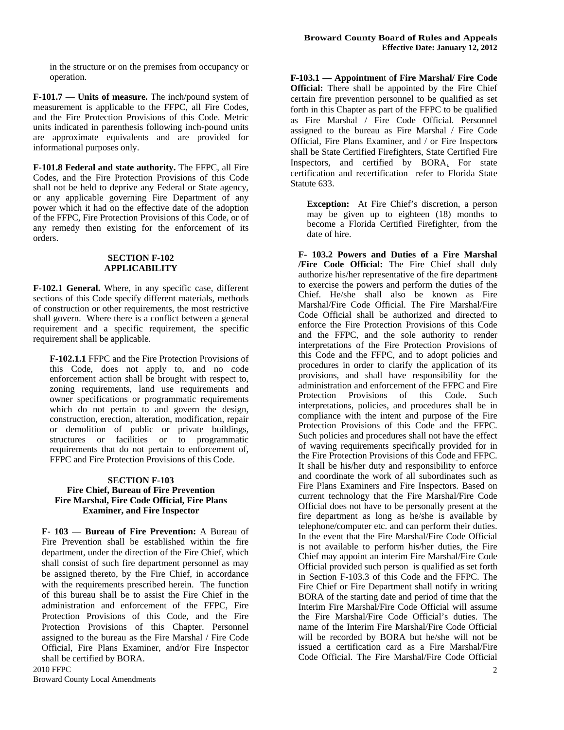in the structure or on the premises from occupancy or operation.

**F-101.7** — **Units of measure.** The inch/pound system of measurement is applicable to the FFPC, all Fire Codes, and the Fire Protection Provisions of this Code. Metric units indicated in parenthesis following inch-pound units are approximate equivalents and are provided for informational purposes only.

**F-101.8 Federal and state authority.** The FFPC, all Fire Codes, and the Fire Protection Provisions of this Code shall not be held to deprive any Federal or State agency, or any applicable governing Fire Department of any power which it had on the effective date of the adoption of the FFPC, Fire Protection Provisions of this Code, or of any remedy then existing for the enforcement of its orders.

## SECTION F-102 APPLICABILITY

**F-102.1 General.** Where, in any specific case, different sections of this Code specify different materials, methods of construction or other requirements, the most restrictive shall govern. Where there is a conflict between a general requirement and a specific requirement, the specific requirement shall be applicable.

**F-102.1.1** FFPC and the Fire Protection Provisions of this Code, does not apply to, and no code enforcement action shall be brought with respect to, zoning requirements, land use requirements and owner specifications or programmatic requirements which do not pertain to and govern the design, construction, erection, alteration, modification, repair or demolition of public or private buildings, structures or facilities or to programmatic requirements that do not pertain to enforcement of, FFPC and Fire Protection Provisions of this Code.

## SECTION F-103 Fire Chief, Bureau of Fire Prevention Fire Marshal, Fire Code Official, Fire Plans Examiner, and Fire Inspector

**F- 103 — Bureau of Fire Prevention:** A Bureau of Fire Prevention shall be established within the fire department, under the direction of the Fire Chief, which shall consist of such fire department personnel as may be assigned thereto, by the Fire Chief, in accordance with the requirements prescribed herein. The function of this bureau shall be to assist the Fire Chief in the administration and enforcement of the FFPC, Fire Protection Provisions of this Code, and the Fire Protection Provisions of this Chapter. Personnel assigned to the bureau as the Fire Marshal / Fire Code Official, Fire Plans Examiner, and/or Fire Inspector shall be certified by BORA.

**F-103.1 — Appointment of Fire Marshal/ Fire Code Official:** There shall be appointed by the Fire Chief certain fire prevention personnel to be qualified as set forth in this Chapter as part of the FFPC to be qualified as Fire Marshal / Fire Code Official. Personnel assigned to the bureau as Fire Marshal / Fire Code Official, Fire Plans Examiner, and / or Fire Inspectors shall be State Certified Firefighters, State Certified Fire Inspectors, and certified by BORA. For state certification and recertification refer to Florida State Statute 633.

**Exception:** At Fire Chief's discretion, a person may be given up to eighteen (18) months to become a Florida Certified Firefighter, from the date of hire.

**F- 103.2 Powers and Duties of a Fire Marshal /Fire Code Official:** The Fire Chief shall duly authorize his/her representative of the fire department to exercise the powers and perform the duties of the Chief. He/she shall also be known as Fire Marshal/Fire Code Official. The Fire Marshal/Fire Code Official shall be authorized and directed to enforce the Fire Protection Provisions of this Code and the FFPC, and the sole authority to render interpretations of the Fire Protection Provisions of this Code and the FFPC, and to adopt policies and procedures in order to clarify the application of its provisions, and shall have responsibility for the administration and enforcement of the FFPC and Fire Protection Provisions of this Code. Such interpretations, policies, and procedures shall be in compliance with the intent and purpose of the Fire Protection Provisions of this Code and the FFPC. Such policies and procedures shall not have the effect of waving requirements specifically provided for in the Fire Protection Provisions of this Code and FFPC. It shall be his/her duty and responsibility to enforce and coordinate the work of all subordinates such as Fire Plans Examiners and Fire Inspectors. Based on current technology that the Fire Marshal/Fire Code Official does not have to be personally present at the fire department as long as he/she is available by telephone/computer etc. and can perform their duties. In the event that the Fire Marshal/Fire Code Official is not available to perform his/her duties, the Fire Chief may appoint an interim Fire Marshal/Fire Code Official provided such person is qualified as set forth in Section F-103.3 of this Code and the FFPC. The Fire Chief or Fire Department shall notify in writing BORA of the starting date and period of time that the Interim Fire Marshal/Fire Code Official will assume the Fire Marshal/Fire Code Official's duties. The name of the Interim Fire Marshal/Fire Code Official will be recorded by BORA but he/she will not be issued a certification card as a Fire Marshal/Fire Code Official. The Fire Marshal/Fire Code Official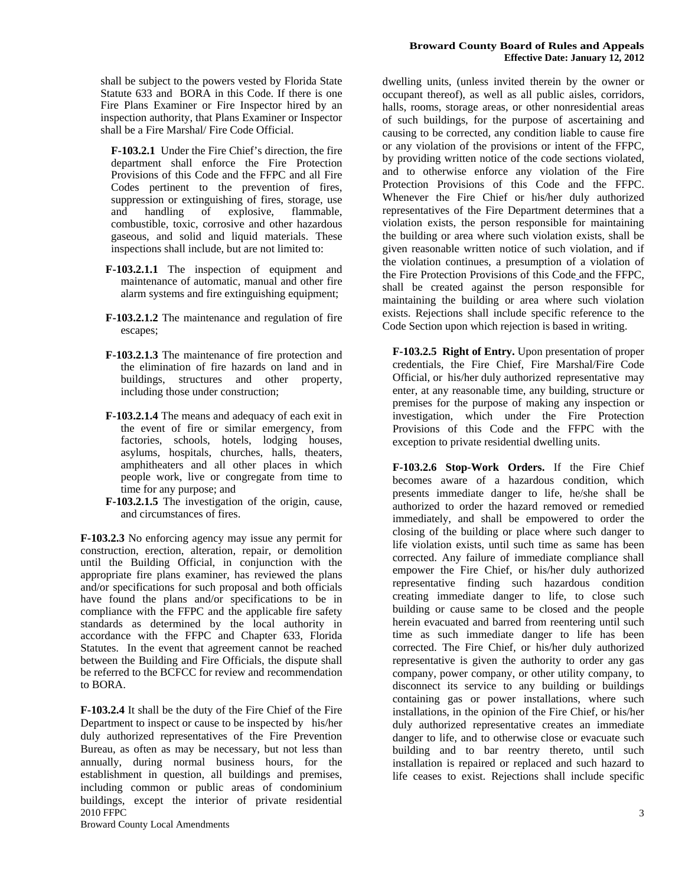shall be subject to the powers vested by Florida State Statute 633 and BORA in this Code. If there is one Fire Plans Examiner or Fire Inspector hired by an inspection authority, that Plans Examiner or Inspector shall be a Fire Marshal/ Fire Code Official.

**F-103.2.1** Under the Fire Chief's direction, the fire department shall enforce the Fire Protection Provisions of this Code and the FFPC and all Fire Codes pertinent to the prevention of fires, suppression or extinguishing of fires, storage, use and handling of explosive, flammable, combustible, toxic, corrosive and other hazardous gaseous, and solid and liquid materials. These inspections shall include, but are not limited to:

**F-103.2.1.1** The inspection of equipment and maintenance of automatic, manual and other fire alarm systems and fire extinguishing equipment;

**F-103.2.1.2** The maintenance and regulation of fire escapes;

**F-103.2.1.3** The maintenance of fire protection and the elimination of fire hazards on land and in buildings, structures and other property, including those under construction;

**F-103.2.1.4** The means and adequacy of each exit in the event of fire or similar emergency, from factories, schools, hotels, lodging houses, asylums, hospitals, churches, halls, theaters, amphitheaters and all other places in which people work, live or congregate from time to time for any purpose; and

**F-103.2.1.5** The investigation of the origin, cause, and circumstances of fires.

**F-103.2.3** No enforcing agency may issue any permit for construction, erection, alteration, repair, or demolition until the Building Official, in conjunction with the appropriate fire plans examiner, has reviewed the plans and/or specifications for such proposal and both officials have found the plans and/or specifications to be in compliance with the FFPC and the applicable fire safety standards as determined by the local authority in accordance with the FFPC and Chapter 633, Florida Statutes. In the event that agreement cannot be reached between the Building and Fire Officials, the dispute shall be referred to the BCFCC for review and recommendation to BORA.

**F-103.2.4** It shall be the duty of the Fire Chief of the Fire Department to inspect or cause to be inspected by his/her duly authorized representatives of the Fire Prevention Bureau, as often as may be necessary, but not less than annually, during normal business hours, for the establishment in question, all buildings and premises, including common or public areas of condominium buildings, except the interior of private residential dwelling units, (unless invited therein by the owner or occupant thereof), as well as all public aisles, corridors, halls, rooms, storage areas, or other nonresidential areas of such buildings, for the purpose of ascertaining and causing to be corrected, any condition liable to cause fire or any violation of the provisions or intent of the FFPC, by providing written notice of the code sections violated, and to otherwise enforce any violation of the Fire Protection Provisions of this Code and the FFPC. Whenever the Fire Chief or his/her duly authorized representatives of the Fire Department determines that a violation exists, the person responsible for maintaining the building or area where such violation exists, shall be given reasonable written notice of such violation, and if the violation continues, a presumption of a violation of the Fire Protection Provisions of this Code and the FFPC, shall be created against the person responsible for maintaining the building or area where such violation exists. Rejections shall include specific reference to the Code Section upon which rejection is based in writing.

**F-103.2.5 Right of Entry.** Upon presentation of proper credentials, the Fire Chief, Fire Marshal/Fire Code Official, or his/her duly authorized representative may enter, at any reasonable time, any building, structure or premises for the purpose of making any inspection or investigation, which under the Fire Protection Provisions of this Code and the FFPC with the exception to private residential dwelling units.

**F-103.2.6 Stop-Work Orders.** If the Fire Chief becomes aware of a hazardous condition, which presents immediate danger to life, he/she shall be authorized to order the hazard removed or remedied immediately, and shall be empowered to order the closing of the building or place where such danger to life violation exists, until such time as same has been corrected. Any failure of immediate compliance shall empower the Fire Chief, or his/her duly authorized representative finding such hazardous condition creating immediate danger to life, to close such building or cause same to be closed and the people herein evacuated and barred from reentering until such time as such immediate danger to life has been corrected. The Fire Chief, or his/her duly authorized representative is given the authority to order any gas company, power company, or other utility company, to disconnect its service to any building or buildings containing gas or power installations, where such installations, in the opinion of the Fire Chief, or his/her duly authorized representative creates an immediate danger to life, and to otherwise close or evacuate such building and to bar reentry thereto, until such installation is repaired or replaced and such hazard to life ceases to exist. Rejections shall include specific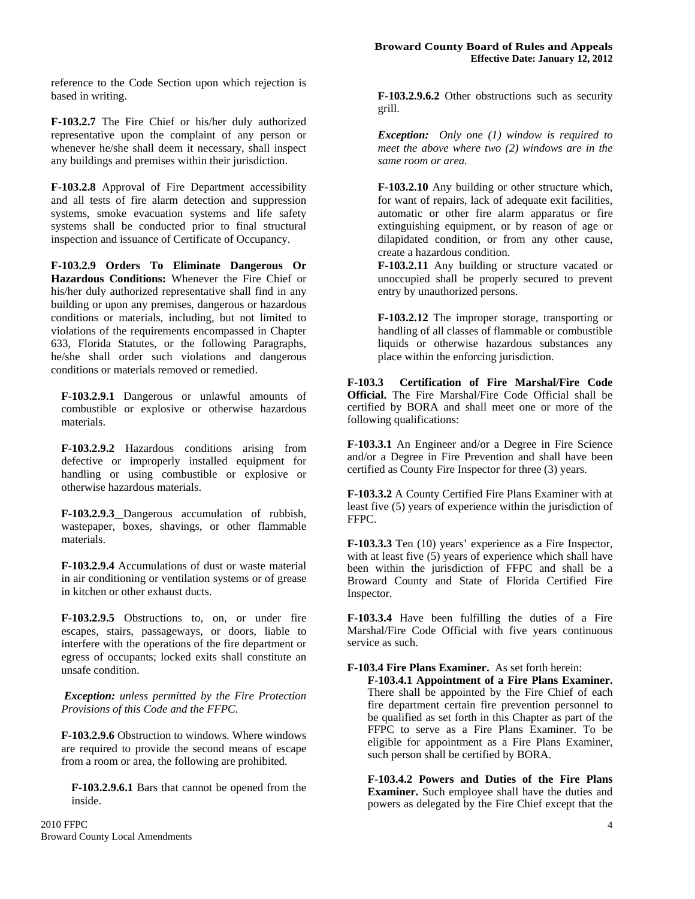reference to the Code Section upon which rejection is based in writing.

**F-103.2.7** The Fire Chief or his/her duly authorized representative upon the complaint of any person or whenever he/she shall deem it necessary, shall inspect any buildings and premises within their jurisdiction.

**F-103.2.8** Approval of Fire Department accessibility and all tests of fire alarm detection and suppression systems, smoke evacuation systems and life safety systems shall be conducted prior to final structural inspection and issuance of Certificate of Occupancy.

**F-103.2.9 Orders To Eliminate Dangerous Or Hazardous Conditions:** Whenever the Fire Chief or his/her duly authorized representative shall find in any building or upon any premises, dangerous or hazardous conditions or materials, including, but not limited to violations of the requirements encompassed in Chapter 633, Florida Statutes, or the following Paragraphs, he/she shall order such violations and dangerous conditions or materials removed or remedied.

**F-103.2.9.1** Dangerous or unlawful amounts of combustible or explosive or otherwise hazardous materials.

**F-103.2.9.2** Hazardous conditions arising from defective or improperly installed equipment for handling or using combustible or explosive or otherwise hazardous materials.

**F-103.2.9.3** Dangerous accumulation of rubbish, wastepaper, boxes, shavings, or other flammable materials.

**F-103.2.9.4** Accumulations of dust or waste material in air conditioning or ventilation systems or of grease in kitchen or other exhaust ducts.

**F-103.2.9.5** Obstructions to, on, or under fire escapes, stairs, passageways, or doors, liable to interfere with the operations of the fire department or egress of occupants; locked exits shall constitute an unsafe condition.

***Exception:*** *unless permitted by the Fire Protection Provisions of this Code and the FFPC.*

**F-103.2.9.6** Obstruction to windows. Where windows are required to provide the second means of escape from a room or area, the following are prohibited.

**F-103.2.9.6.1** Bars that cannot be opened from the inside.

**F-103.2.9.6.2** Other obstructions such as security grill.

***Exception:*** *Only one (1) window is required to meet the above where two (2) windows are in the same room or area.*

**F-103.2.10** Any building or other structure which, for want of repairs, lack of adequate exit facilities, automatic or other fire alarm apparatus or fire extinguishing equipment, or by reason of age or dilapidated condition, or from any other cause, create a hazardous condition.

**F-103.2.11** Any building or structure vacated or unoccupied shall be properly secured to prevent entry by unauthorized persons.

**F-103.2.12** The improper storage, transporting or handling of all classes of flammable or combustible liquids or otherwise hazardous substances any place within the enforcing jurisdiction.

**F-103.3 Certification of Fire Marshal/Fire Code Official.** The Fire Marshal/Fire Code Official shall be certified by BORA and shall meet one or more of the following qualifications:

**F-103.3.1** An Engineer and/or a Degree in Fire Science and/or a Degree in Fire Prevention and shall have been certified as County Fire Inspector for three (3) years.

**F-103.3.2** A County Certified Fire Plans Examiner with at least five (5) years of experience within the jurisdiction of FFPC.

**F-103.3.3** Ten (10) years' experience as a Fire Inspector, with at least five (5) years of experience which shall have been within the jurisdiction of FFPC and shall be a Broward County and State of Florida Certified Fire Inspector.

**F-103.3.4** Have been fulfilling the duties of a Fire Marshal/Fire Code Official with five years continuous service as such.

**F-103.4 Fire Plans Examiner.** As set forth herein:

**F-103.4.1 Appointment of a Fire Plans Examiner.** There shall be appointed by the Fire Chief of each fire department certain fire prevention personnel to be qualified as set forth in this Chapter as part of the FFPC to serve as a Fire Plans Examiner. To be eligible for appointment as a Fire Plans Examiner, such person shall be certified by BORA.

**F-103.4.2 Powers and Duties of the Fire Plans Examiner.** Such employee shall have the duties and powers as delegated by the Fire Chief except that the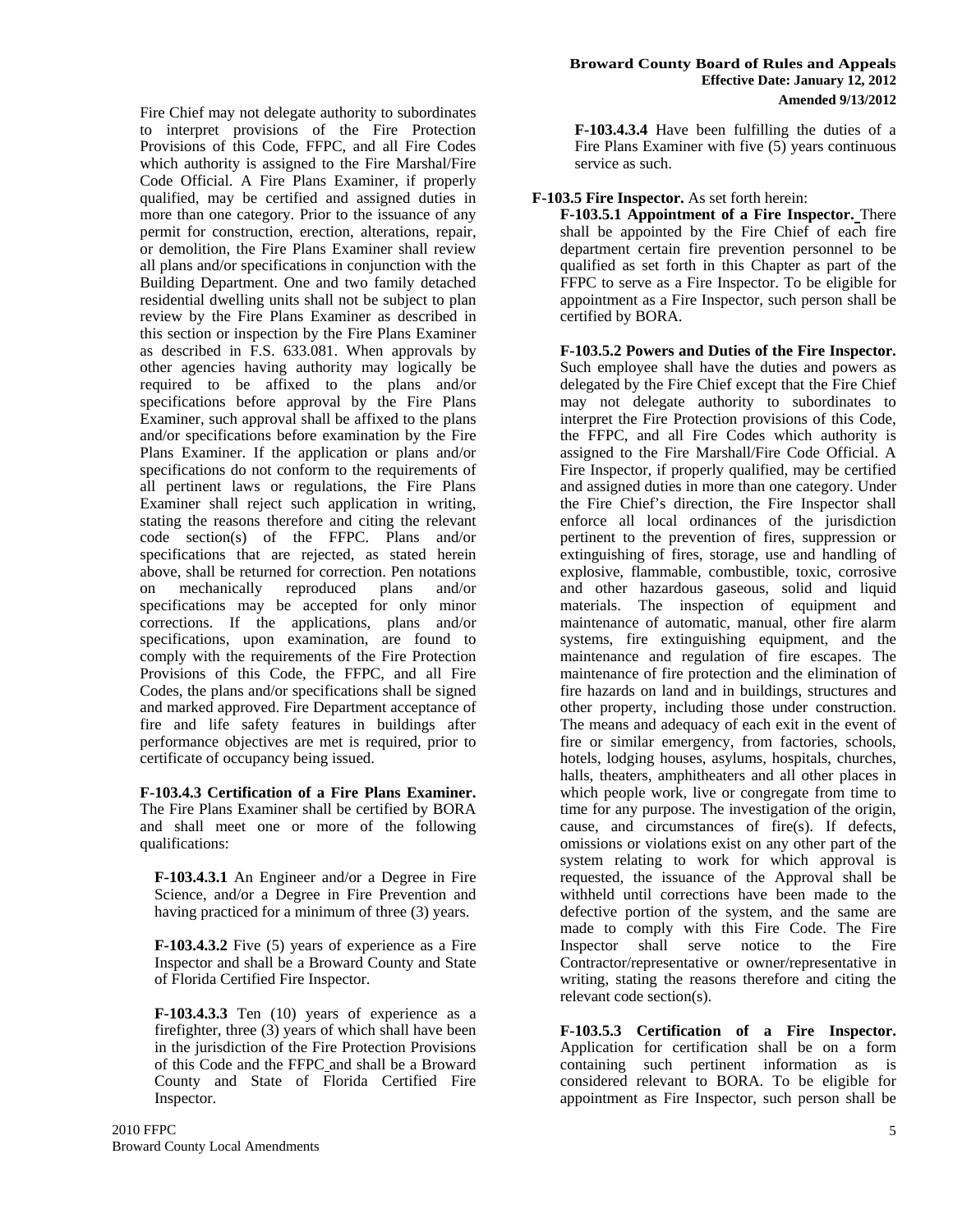Fire Chief may not delegate authority to subordinates to interpret provisions of the Fire Protection Provisions of this Code, FFPC, and all Fire Codes which authority is assigned to the Fire Marshal/Fire Code Official. A Fire Plans Examiner, if properly qualified, may be certified and assigned duties in more than one category. Prior to the issuance of any permit for construction, erection, alterations, repair, or demolition, the Fire Plans Examiner shall review all plans and/or specifications in conjunction with the Building Department. One and two family detached residential dwelling units shall not be subject to plan review by the Fire Plans Examiner as described in this section or inspection by the Fire Plans Examiner as described in F.S. 633.081. When approvals by other agencies having authority may logically be required to be affixed to the plans and/or specifications before approval by the Fire Plans Examiner, such approval shall be affixed to the plans and/or specifications before examination by the Fire Plans Examiner. If the application or plans and/or specifications do not conform to the requirements of all pertinent laws or regulations, the Fire Plans Examiner shall reject such application in writing, stating the reasons therefore and citing the relevant code section(s) of the FFPC. Plans and/or specifications that are rejected, as stated herein above, shall be returned for correction. Pen notations on mechanically reproduced plans and/or specifications may be accepted for only minor corrections. If the applications, plans and/or specifications, upon examination, are found to comply with the requirements of the Fire Protection Provisions of this Code, the FFPC, and all Fire Codes, the plans and/or specifications shall be signed and marked approved. Fire Department acceptance of fire and life safety features in buildings after performance objectives are met is required, prior to certificate of occupancy being issued.

**F-103.4.3 Certification of a Fire Plans Examiner.** The Fire Plans Examiner shall be certified by BORA and shall meet one or more of the following qualifications:

**F-103.4.3.1** An Engineer and/or a Degree in Fire Science, and/or a Degree in Fire Prevention and having practiced for a minimum of three (3) years.

**F-103.4.3.2** Five (5) years of experience as a Fire Inspector and shall be a Broward County and State of Florida Certified Fire Inspector.

**F-103.4.3.3** Ten (10) years of experience as a firefighter, three (3) years of which shall have been in the jurisdiction of the Fire Protection Provisions of this Code and the FFPC and shall be a Broward County and State of Florida Certified Fire Inspector.

**F-103.4.3.4** Have been fulfilling the duties of a Fire Plans Examiner with five (5) years continuous service as such.

**F-103.5 Fire Inspector.** As set forth herein:

**F-103.5.1 Appointment of a Fire Inspector.** There shall be appointed by the Fire Chief of each fire department certain fire prevention personnel to be qualified as set forth in this Chapter as part of the FFPC to serve as a Fire Inspector. To be eligible for appointment as a Fire Inspector, such person shall be certified by BORA.

**F-103.5.2 Powers and Duties of the Fire Inspector.** Such employee shall have the duties and powers as delegated by the Fire Chief except that the Fire Chief may not delegate authority to subordinates to interpret the Fire Protection provisions of this Code, the FFPC, and all Fire Codes which authority is assigned to the Fire Marshall/Fire Code Official. A Fire Inspector, if properly qualified, may be certified and assigned duties in more than one category. Under the Fire Chief's direction, the Fire Inspector shall enforce all local ordinances of the jurisdiction pertinent to the prevention of fires, suppression or extinguishing of fires, storage, use and handling of explosive, flammable, combustible, toxic, corrosive and other hazardous gaseous, solid and liquid materials. The inspection of equipment and maintenance of automatic, manual, other fire alarm systems, fire extinguishing equipment, and the maintenance and regulation of fire escapes. The maintenance of fire protection and the elimination of fire hazards on land and in buildings, structures and other property, including those under construction. The means and adequacy of each exit in the event of fire or similar emergency, from factories, schools, hotels, lodging houses, asylums, hospitals, churches, halls, theaters, amphitheaters and all other places in which people work, live or congregate from time to time for any purpose. The investigation of the origin, cause, and circumstances of fire(s). If defects, omissions or violations exist on any other part of the system relating to work for which approval is requested, the issuance of the Approval shall be withheld until corrections have been made to the defective portion of the system, and the same are made to comply with this Fire Code. The Fire Inspector shall serve notice to the Fire Contractor/representative or owner/representative in writing, stating the reasons therefore and citing the relevant code section(s).

**F-103.5.3 Certification of a Fire Inspector.** Application for certification shall be on a form containing such pertinent information as is considered relevant to BORA. To be eligible for appointment as Fire Inspector, such person shall be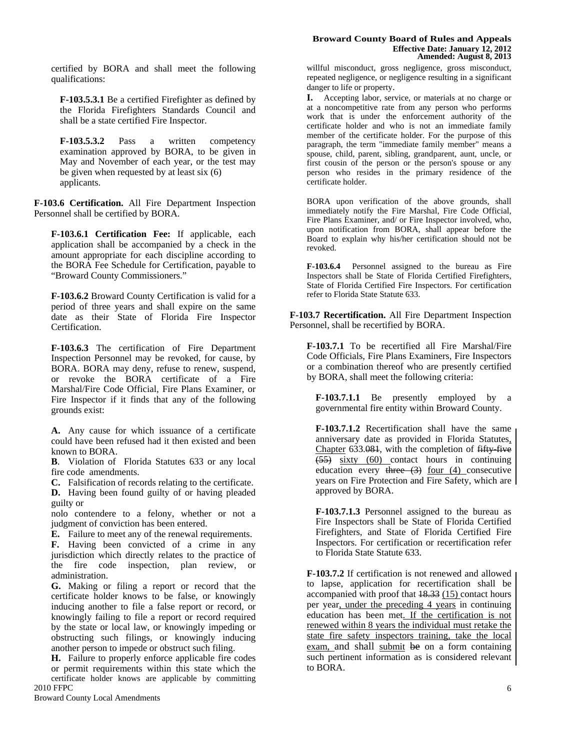certified by BORA and shall meet the following qualifications:

**F-103.5.3.1** Be a certified Firefighter as defined by the Florida Firefighters Standards Council and shall be a state certified Fire Inspector.

**F-103.5.3.2** Pass a written competency examination approved by BORA, to be given in May and November of each year, or the test may be given when requested by at least six (6) applicants.

**F-103.6 Certification.** All Fire Department Inspection Personnel shall be certified by BORA.

**F-103.6.1 Certification Fee:** If applicable, each application shall be accompanied by a check in the amount appropriate for each discipline according to the BORA Fee Schedule for Certification, payable to "Broward County Commissioners."

**F-103.6.2** Broward County Certification is valid for a period of three years and shall expire on the same date as their State of Florida Fire Inspector Certification.

**F-103.6.3** The certification of Fire Department Inspection Personnel may be revoked, for cause, by BORA. BORA may deny, refuse to renew, suspend, or revoke the BORA certificate of a Fire Marshal/Fire Code Official, Fire Plans Examiner, or Fire Inspector if it finds that any of the following grounds exist:

**A.** Any cause for which issuance of a certificate could have been refused had it then existed and been known to BORA.

**B**. Violation of Florida Statutes 633 or any local fire code amendments.

**C.** Falsification of records relating to the certificate.

**D.** Having been found guilty of or having pleaded guilty or nolo contendere to a felony, whether or not a judgment of conviction has been entered.

**E.** Failure to meet any of the renewal requirements.

**F.** Having been convicted of a crime in any jurisdiction which directly relates to the practice of the fire code inspection, plan review, or administration.

**G.** Making or filing a report or record that the certificate holder knows to be false, or knowingly inducing another to file a false report or record, or knowingly failing to file a report or record required by the state or local law, or knowingly impeding or obstructing such filings, or knowingly inducing another person to impede or obstruct such filing.

**H.** Failure to properly enforce applicable fire codes or permit requirements within this state which the certificate holder knows are applicable by committing willful misconduct, gross negligence, gross misconduct, repeated negligence, or negligence resulting in a significant danger to life or property.

**I.** Accepting labor, service, or materials at no charge or at a noncompetitive rate from any person who performs work that is under the enforcement authority of the certificate holder and who is not an immediate family member of the certificate holder. For the purpose of this paragraph, the term "immediate family member" means a spouse, child, parent, sibling, grandparent, aunt, uncle, or first cousin of the person or the person's spouse or any person who resides in the primary residence of the certificate holder.

BORA upon verification of the above grounds, shall immediately notify the Fire Marshal, Fire Code Official, Fire Plans Examiner, and/ or Fire Inspector involved, who, upon notification from BORA, shall appear before the Board to explain why his/her certification should not be revoked.

**F-103.6.4** Personnel assigned to the bureau as Fire Inspectors shall be State of Florida Certified Firefighters, State of Florida Certified Fire Inspectors. For certification refer to Florida State Statute 633.

**F-103.7 Recertification.** All Fire Department Inspection Personnel, shall be recertified by BORA.

**F-103.7.1** To be recertified all Fire Marshal/Fire Code Officials, Fire Plans Examiners, Fire Inspectors or a combination thereof who are presently certified by BORA, shall meet the following criteria:

**F-103.7.1.1** Be presently employed by a governmental fire entity within Broward County.

**F-103.7.1.2** Recertification shall have the same anniversary date as provided in Florida Statutes, Chapter 633.~~081~~, with the completion of ~~fifty-five (55)~~ sixty (60) contact hours in continuing education every ~~three (3)~~ four (4) consecutive years on Fire Protection and Fire Safety, which are approved by BORA.

**F-103.7.1.3** Personnel assigned to the bureau as Fire Inspectors shall be State of Florida Certified Firefighters, and State of Florida Certified Fire Inspectors. For certification or recertification refer to Florida State Statute 633.

**F-103.7.2** If certification is not renewed and allowed to lapse, application for recertification shall be accompanied with proof that ~~18.33~~ (15) contact hours per year, under the preceding 4 years in continuing education has been met. If the certification is not renewed within 8 years the individual must retake the state fire safety inspectors training, take the local exam, and shall submit ~~be~~ on a form containing such pertinent information as is considered relevant to BORA.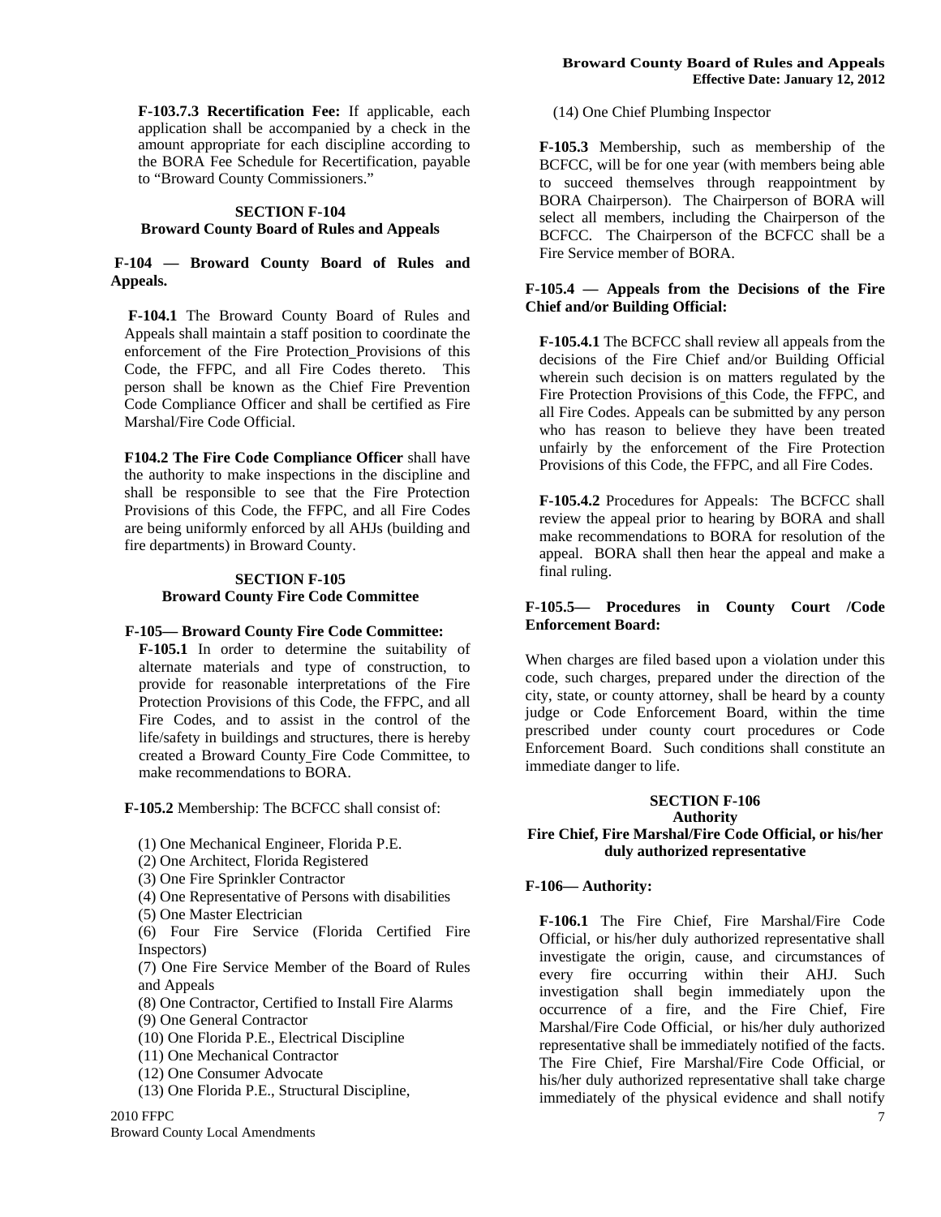**F-103.7.3 Recertification Fee:** If applicable, each application shall be accompanied by a check in the amount appropriate for each discipline according to the BORA Fee Schedule for Recertification, payable to "Broward County Commissioners."

## SECTION F-104
## Broward County Board of Rules and Appeals

**F-104 — Broward County Board of Rules and Appeals.**

**F-104.1** The Broward County Board of Rules and Appeals shall maintain a staff position to coordinate the enforcement of the Fire Protection Provisions of this Code, the FFPC, and all Fire Codes thereto. This person shall be known as the Chief Fire Prevention Code Compliance Officer and shall be certified as Fire Marshal/Fire Code Official.

**F104.2 The Fire Code Compliance Officer** shall have the authority to make inspections in the discipline and shall be responsible to see that the Fire Protection Provisions of this Code, the FFPC, and all Fire Codes are being uniformly enforced by all AHJs (building and fire departments) in Broward County.

## SECTION F-105
## Broward County Fire Code Committee

**F-105— Broward County Fire Code Committee:**

**F-105.1** In order to determine the suitability of alternate materials and type of construction, to provide for reasonable interpretations of the Fire Protection Provisions of this Code, the FFPC, and all Fire Codes, and to assist in the control of the life/safety in buildings and structures, there is hereby created a Broward County Fire Code Committee, to make recommendations to BORA.

**F-105.2** Membership: The BCFCC shall consist of:

(1) One Mechanical Engineer, Florida P.E.
(2) One Architect, Florida Registered
(3) One Fire Sprinkler Contractor
(4) One Representative of Persons with disabilities
(5) One Master Electrician
(6) Four Fire Service (Florida Certified Fire Inspectors)
(7) One Fire Service Member of the Board of Rules and Appeals
(8) One Contractor, Certified to Install Fire Alarms
(9) One General Contractor
(10) One Florida P.E., Electrical Discipline
(11) One Mechanical Contractor
(12) One Consumer Advocate
(13) One Florida P.E., Structural Discipline,
(14) One Chief Plumbing Inspector

**F-105.3** Membership, such as membership of the BCFCC, will be for one year (with members being able to succeed themselves through reappointment by BORA Chairperson). The Chairperson of BORA will select all members, including the Chairperson of the BCFCC. The Chairperson of the BCFCC shall be a Fire Service member of BORA.

**F-105.4 — Appeals from the Decisions of the Fire Chief and/or Building Official:**

**F-105.4.1** The BCFCC shall review all appeals from the decisions of the Fire Chief and/or Building Official wherein such decision is on matters regulated by the Fire Protection Provisions of this Code, the FFPC, and all Fire Codes. Appeals can be submitted by any person who has reason to believe they have been treated unfairly by the enforcement of the Fire Protection Provisions of this Code, the FFPC, and all Fire Codes.

**F-105.4.2** Procedures for Appeals: The BCFCC shall review the appeal prior to hearing by BORA and shall make recommendations to BORA for resolution of the appeal. BORA shall then hear the appeal and make a final ruling.

**F-105.5— Procedures in County Court /Code Enforcement Board:**

When charges are filed based upon a violation under this code, such charges, prepared under the direction of the city, state, or county attorney, shall be heard by a county judge or Code Enforcement Board, within the time prescribed under county court procedures or Code Enforcement Board. Such conditions shall constitute an immediate danger to life.

## SECTION F-106
## Authority
## Fire Chief, Fire Marshal/Fire Code Official, or his/her duly authorized representative

**F-106— Authority:**

**F-106.1** The Fire Chief, Fire Marshal/Fire Code Official, or his/her duly authorized representative shall investigate the origin, cause, and circumstances of every fire occurring within their AHJ. Such investigation shall begin immediately upon the occurrence of a fire, and the Fire Chief, Fire Marshal/Fire Code Official, or his/her duly authorized representative shall be immediately notified of the facts. The Fire Chief, Fire Marshal/Fire Code Official, or his/her duly authorized representative shall take charge immediately of the physical evidence and shall notify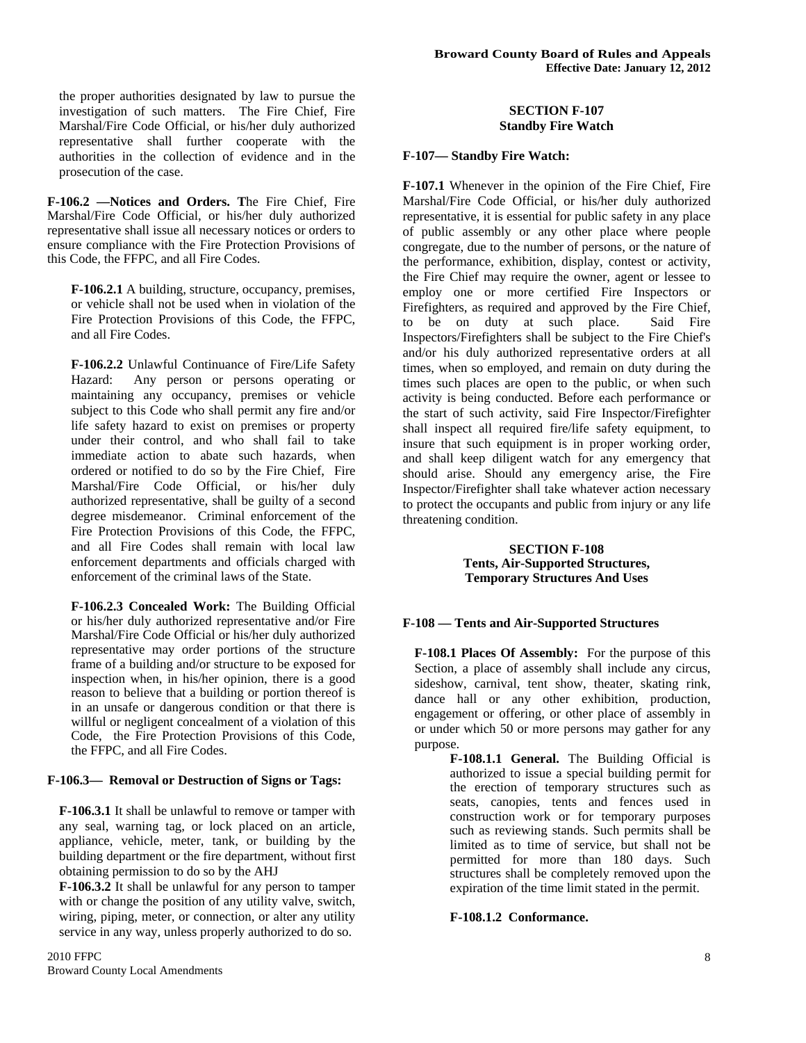the proper authorities designated by law to pursue the investigation of such matters. The Fire Chief, Fire Marshal/Fire Code Official, or his/her duly authorized representative shall further cooperate with the authorities in the collection of evidence and in the prosecution of the case.

**F-106.2 —Notices and Orders. T**he Fire Chief, Fire Marshal/Fire Code Official, or his/her duly authorized representative shall issue all necessary notices or orders to ensure compliance with the Fire Protection Provisions of this Code, the FFPC, and all Fire Codes.

**F-106.2.1** A building, structure, occupancy, premises, or vehicle shall not be used when in violation of the Fire Protection Provisions of this Code, the FFPC, and all Fire Codes.

**F-106.2.2** Unlawful Continuance of Fire/Life Safety Hazard: Any person or persons operating or maintaining any occupancy, premises or vehicle subject to this Code who shall permit any fire and/or life safety hazard to exist on premises or property under their control, and who shall fail to take immediate action to abate such hazards, when ordered or notified to do so by the Fire Chief, Fire Marshal/Fire Code Official, or his/her duly authorized representative, shall be guilty of a second degree misdemeanor. Criminal enforcement of the Fire Protection Provisions of this Code, the FFPC, and all Fire Codes shall remain with local law enforcement departments and officials charged with enforcement of the criminal laws of the State.

**F-106.2.3 Concealed Work:** The Building Official or his/her duly authorized representative and/or Fire Marshal/Fire Code Official or his/her duly authorized representative may order portions of the structure frame of a building and/or structure to be exposed for inspection when, in his/her opinion, there is a good reason to believe that a building or portion thereof is in an unsafe or dangerous condition or that there is willful or negligent concealment of a violation of this Code, the Fire Protection Provisions of this Code, the FFPC, and all Fire Codes.

**F-106.3— Removal or Destruction of Signs or Tags:**

**F-106.3.1** It shall be unlawful to remove or tamper with any seal, warning tag, or lock placed on an article, appliance, vehicle, meter, tank, or building by the building department or the fire department, without first obtaining permission to do so by the AHJ

**F-106.3.2** It shall be unlawful for any person to tamper with or change the position of any utility valve, switch, wiring, piping, meter, or connection, or alter any utility service in any way, unless properly authorized to do so.

## SECTION F-107
## Standby Fire Watch

**F-107— Standby Fire Watch:**

**F-107.1** Whenever in the opinion of the Fire Chief, Fire Marshal/Fire Code Official, or his/her duly authorized representative, it is essential for public safety in any place of public assembly or any other place where people congregate, due to the number of persons, or the nature of the performance, exhibition, display, contest or activity, the Fire Chief may require the owner, agent or lessee to employ one or more certified Fire Inspectors or Firefighters, as required and approved by the Fire Chief, to be on duty at such place. Said Fire Inspectors/Firefighters shall be subject to the Fire Chief's and/or his duly authorized representative orders at all times, when so employed, and remain on duty during the times such places are open to the public, or when such activity is being conducted. Before each performance or the start of such activity, said Fire Inspector/Firefighter shall inspect all required fire/life safety equipment, to insure that such equipment is in proper working order, and shall keep diligent watch for any emergency that should arise. Should any emergency arise, the Fire Inspector/Firefighter shall take whatever action necessary to protect the occupants and public from injury or any life threatening condition.

## SECTION F-108
## Tents, Air-Supported Structures, Temporary Structures And Uses

**F-108 — Tents and Air-Supported Structures**

**F-108.1 Places Of Assembly:** For the purpose of this Section, a place of assembly shall include any circus, sideshow, carnival, tent show, theater, skating rink, dance hall or any other exhibition, production, engagement or offering, or other place of assembly in or under which 50 or more persons may gather for any purpose.

**F-108.1.1 General.** The Building Official is authorized to issue a special building permit for the erection of temporary structures such as seats, canopies, tents and fences used in construction work or for temporary purposes such as reviewing stands. Such permits shall be limited as to time of service, but shall not be permitted for more than 180 days. Such structures shall be completely removed upon the expiration of the time limit stated in the permit.

**F-108.1.2 Conformance.**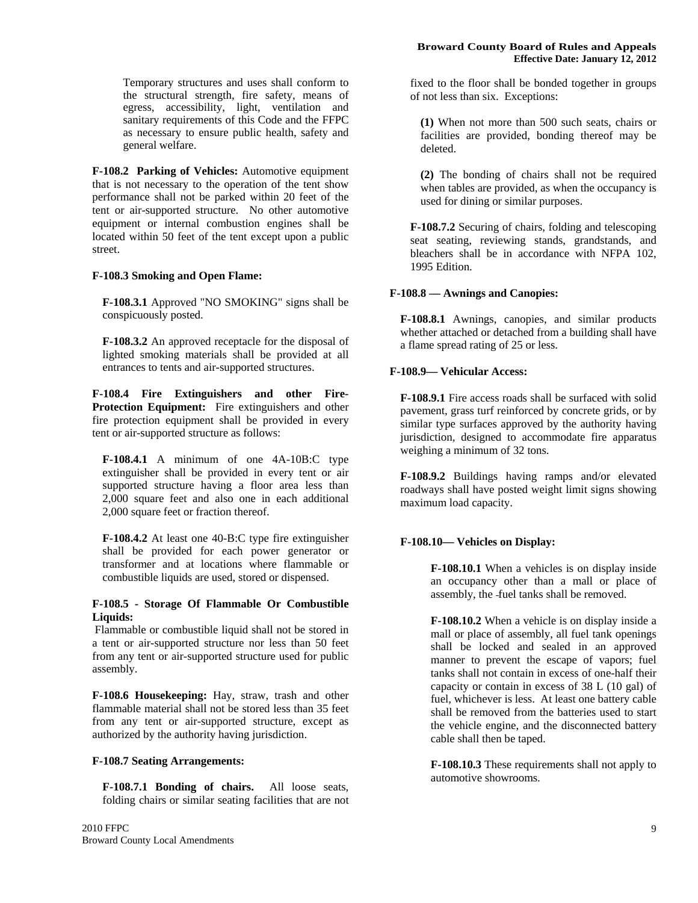Temporary structures and uses shall conform to the structural strength, fire safety, means of egress, accessibility, light, ventilation and sanitary requirements of this Code and the FFPC as necessary to ensure public health, safety and general welfare.

**F-108.2 Parking of Vehicles:** Automotive equipment that is not necessary to the operation of the tent show performance shall not be parked within 20 feet of the tent or air-supported structure. No other automotive equipment or internal combustion engines shall be located within 50 feet of the tent except upon a public street.

**F-108.3 Smoking and Open Flame:**

**F-108.3.1** Approved "NO SMOKING" signs shall be conspicuously posted.

**F-108.3.2** An approved receptacle for the disposal of lighted smoking materials shall be provided at all entrances to tents and air-supported structures.

**F-108.4 Fire Extinguishers and other Fire-Protection Equipment:** Fire extinguishers and other fire protection equipment shall be provided in every tent or air-supported structure as follows:

**F-108.4.1** A minimum of one 4A-10B:C type extinguisher shall be provided in every tent or air supported structure having a floor area less than 2,000 square feet and also one in each additional 2,000 square feet or fraction thereof.

**F-108.4.2** At least one 40-B:C type fire extinguisher shall be provided for each power generator or transformer and at locations where flammable or combustible liquids are used, stored or dispensed.

**F-108.5 - Storage Of Flammable Or Combustible Liquids:**
Flammable or combustible liquid shall not be stored in a tent or air-supported structure nor less than 50 feet from any tent or air-supported structure used for public assembly.

**F-108.6 Housekeeping:** Hay, straw, trash and other flammable material shall not be stored less than 35 feet from any tent or air-supported structure, except as authorized by the authority having jurisdiction.

**F-108.7 Seating Arrangements:**

**F-108.7.1 Bonding of chairs.** All loose seats, folding chairs or similar seating facilities that are not fixed to the floor shall be bonded together in groups of not less than six. Exceptions:

**(1)** When not more than 500 such seats, chairs or facilities are provided, bonding thereof may be deleted.

**(2)** The bonding of chairs shall not be required when tables are provided, as when the occupancy is used for dining or similar purposes.

**F-108.7.2** Securing of chairs, folding and telescoping seat seating, reviewing stands, grandstands, and bleachers shall be in accordance with NFPA 102, 1995 Edition.

**F-108.8 — Awnings and Canopies:**

**F-108.8.1** Awnings, canopies, and similar products whether attached or detached from a building shall have a flame spread rating of 25 or less.

**F-108.9— Vehicular Access:**

**F-108.9.1** Fire access roads shall be surfaced with solid pavement, grass turf reinforced by concrete grids, or by similar type surfaces approved by the authority having jurisdiction, designed to accommodate fire apparatus weighing a minimum of 32 tons.

**F-108.9.2** Buildings having ramps and/or elevated roadways shall have posted weight limit signs showing maximum load capacity.

**F-108.10— Vehicles on Display:**

**F-108.10.1** When a vehicles is on display inside an occupancy other than a mall or place of assembly, the fuel tanks shall be removed.

**F-108.10.2** When a vehicle is on display inside a mall or place of assembly, all fuel tank openings shall be locked and sealed in an approved manner to prevent the escape of vapors; fuel tanks shall not contain in excess of one-half their capacity or contain in excess of 38 L (10 gal) of fuel, whichever is less. At least one battery cable shall be removed from the batteries used to start the vehicle engine, and the disconnected battery cable shall then be taped.

**F-108.10.3** These requirements shall not apply to automotive showrooms.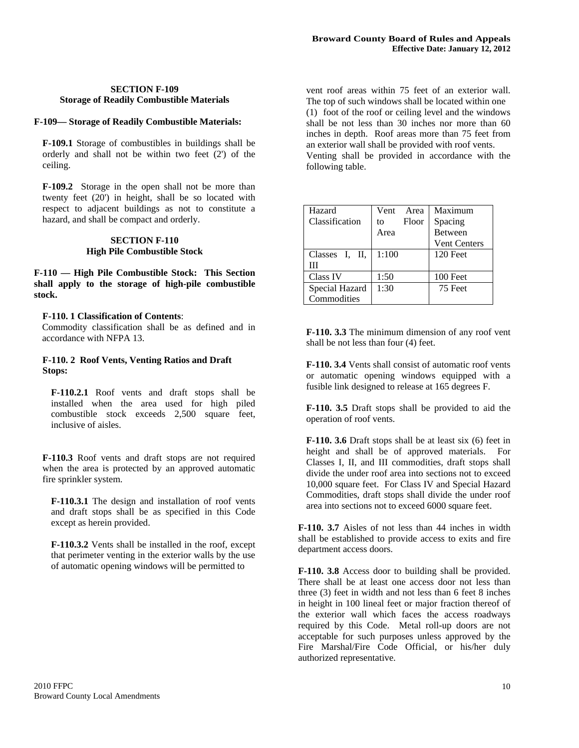### SECTION F-109
### Storage of Readily Combustible Materials

**F-109— Storage of Readily Combustible Materials:**

**F-109.1** Storage of combustibles in buildings shall be orderly and shall not be within two feet (2') of the ceiling.

**F-109.2** Storage in the open shall not be more than twenty feet (20') in height, shall be so located with respect to adjacent buildings as not to constitute a hazard, and shall be compact and orderly.

### SECTION F-110
### High Pile Combustible Stock

**F-110 — High Pile Combustible Stock: This Section shall apply to the storage of high-pile combustible stock.**

**F-110. 1 Classification of Contents**:
Commodity classification shall be as defined and in accordance with NFPA 13.

**F-110. 2 Roof Vents, Venting Ratios and Draft Stops:**

**F-110.2.1** Roof vents and draft stops shall be installed when the area used for high piled combustible stock exceeds 2,500 square feet, inclusive of aisles.

**F-110.3** Roof vents and draft stops are not required when the area is protected by an approved automatic fire sprinkler system.

**F-110.3.1** The design and installation of roof vents and draft stops shall be as specified in this Code except as herein provided.

**F-110.3.2** Vents shall be installed in the roof, except that perimeter venting in the exterior walls by the use of automatic opening windows will be permitted to vent roof areas within 75 feet of an exterior wall. The top of such windows shall be located within one (1) foot of the roof or ceiling level and the windows shall be not less than 30 inches nor more than 60 inches in depth. Roof areas more than 75 feet from an exterior wall shall be provided with roof vents. Venting shall be provided in accordance with the following table.

| Hazard Classification | Vent Area to Floor Area | Maximum Spacing Between Vent Centers |
|---|---|---|
| Classes I, II, III | 1:100 | 120 Feet |
| Class IV | 1:50 | 100 Feet |
| Special Hazard Commodities | 1:30 | 75 Feet |

**F-110. 3.3** The minimum dimension of any roof vent shall be not less than four (4) feet.

**F-110. 3.4** Vents shall consist of automatic roof vents or automatic opening windows equipped with a fusible link designed to release at 165 degrees F.

**F-110. 3.5** Draft stops shall be provided to aid the operation of roof vents.

**F-110. 3.6** Draft stops shall be at least six (6) feet in height and shall be of approved materials. For Classes I, II, and III commodities, draft stops shall divide the under roof area into sections not to exceed 10,000 square feet. For Class IV and Special Hazard Commodities, draft stops shall divide the under roof area into sections not to exceed 6000 square feet.

**F-110. 3.7** Aisles of not less than 44 inches in width shall be established to provide access to exits and fire department access doors.

**F-110. 3.8** Access door to building shall be provided. There shall be at least one access door not less than three (3) feet in width and not less than 6 feet 8 inches in height in 100 lineal feet or major fraction thereof of the exterior wall which faces the access roadways required by this Code. Metal roll-up doors are not acceptable for such purposes unless approved by the Fire Marshal/Fire Code Official, or his/her duly authorized representative.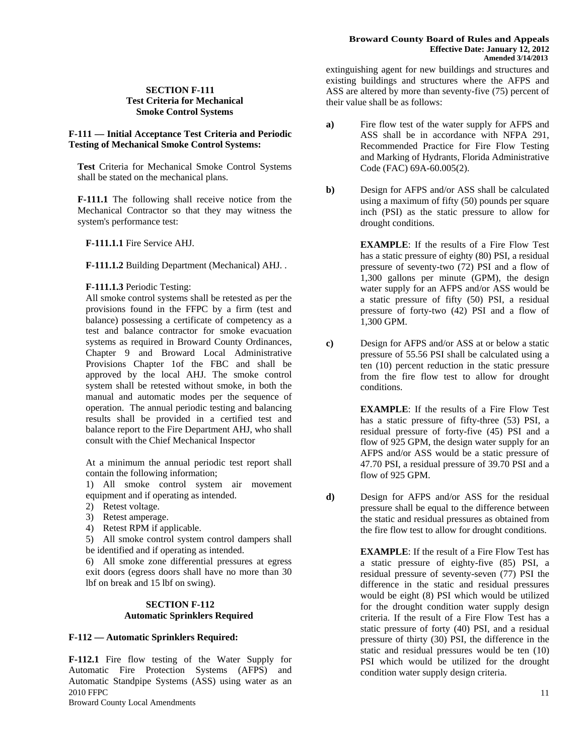## SECTION F-111
### Test Criteria for Mechanical Smoke Control Systems

**F-111 — Initial Acceptance Test Criteria and Periodic Testing of Mechanical Smoke Control Systems:**

**Test** Criteria for Mechanical Smoke Control Systems shall be stated on the mechanical plans.

**F-111.1** The following shall receive notice from the Mechanical Contractor so that they may witness the system's performance test:

**F-111.1.1** Fire Service AHJ.

**F-111.1.2** Building Department (Mechanical) AHJ. .

**F-111.1.3** Periodic Testing:
All smoke control systems shall be retested as per the provisions found in the FFPC by a firm (test and balance) possessing a certificate of competency as a test and balance contractor for smoke evacuation systems as required in Broward County Ordinances, Chapter 9 and Broward Local Administrative Provisions Chapter 1of the FBC and shall be approved by the local AHJ. The smoke control system shall be retested without smoke, in both the manual and automatic modes per the sequence of operation. The annual periodic testing and balancing results shall be provided in a certified test and balance report to the Fire Department AHJ, who shall consult with the Chief Mechanical Inspector

At a minimum the annual periodic test report shall contain the following information;

1) All smoke control system air movement equipment and if operating as intended.
2) Retest voltage.
3) Retest amperage.
4) Retest RPM if applicable.
5) All smoke control system control dampers shall be identified and if operating as intended.
6) All smoke zone differential pressures at egress exit doors (egress doors shall have no more than 30 lbf on break and 15 lbf on swing).

## SECTION F-112
### Automatic Sprinklers Required

**F-112 — Automatic Sprinklers Required:**

**F-112.1** Fire flow testing of the Water Supply for Automatic Fire Protection Systems (AFPS) and Automatic Standpipe Systems (ASS) using water as an extinguishing agent for new buildings and structures and existing buildings and structures where the AFPS and ASS are altered by more than seventy-five (75) percent of their value shall be as follows:

**a)** Fire flow test of the water supply for AFPS and ASS shall be in accordance with NFPA 291, Recommended Practice for Fire Flow Testing and Marking of Hydrants, Florida Administrative Code (FAC) 69A-60.005(2).

**b)** Design for AFPS and/or ASS shall be calculated using a maximum of fifty (50) pounds per square inch (PSI) as the static pressure to allow for drought conditions.

**EXAMPLE**: If the results of a Fire Flow Test has a static pressure of eighty (80) PSI, a residual pressure of seventy-two (72) PSI and a flow of 1,300 gallons per minute (GPM), the design water supply for an AFPS and/or ASS would be a static pressure of fifty (50) PSI, a residual pressure of forty-two (42) PSI and a flow of 1,300 GPM.

**c)** Design for AFPS and/or ASS at or below a static pressure of 55.56 PSI shall be calculated using a ten (10) percent reduction in the static pressure from the fire flow test to allow for drought conditions.

**EXAMPLE**: If the results of a Fire Flow Test has a static pressure of fifty-three (53) PSI, a residual pressure of forty-five (45) PSI and a flow of 925 GPM, the design water supply for an AFPS and/or ASS would be a static pressure of 47.70 PSI, a residual pressure of 39.70 PSI and a flow of 925 GPM.

**d)** Design for AFPS and/or ASS for the residual pressure shall be equal to the difference between the static and residual pressures as obtained from the fire flow test to allow for drought conditions.

**EXAMPLE**: If the result of a Fire Flow Test has a static pressure of eighty-five (85) PSI, a residual pressure of seventy-seven (77) PSI the difference in the static and residual pressures would be eight (8) PSI which would be utilized for the drought condition water supply design criteria. If the result of a Fire Flow Test has a static pressure of forty (40) PSI, and a residual pressure of thirty (30) PSI, the difference in the static and residual pressures would be ten (10) PSI which would be utilized for the drought condition water supply design criteria.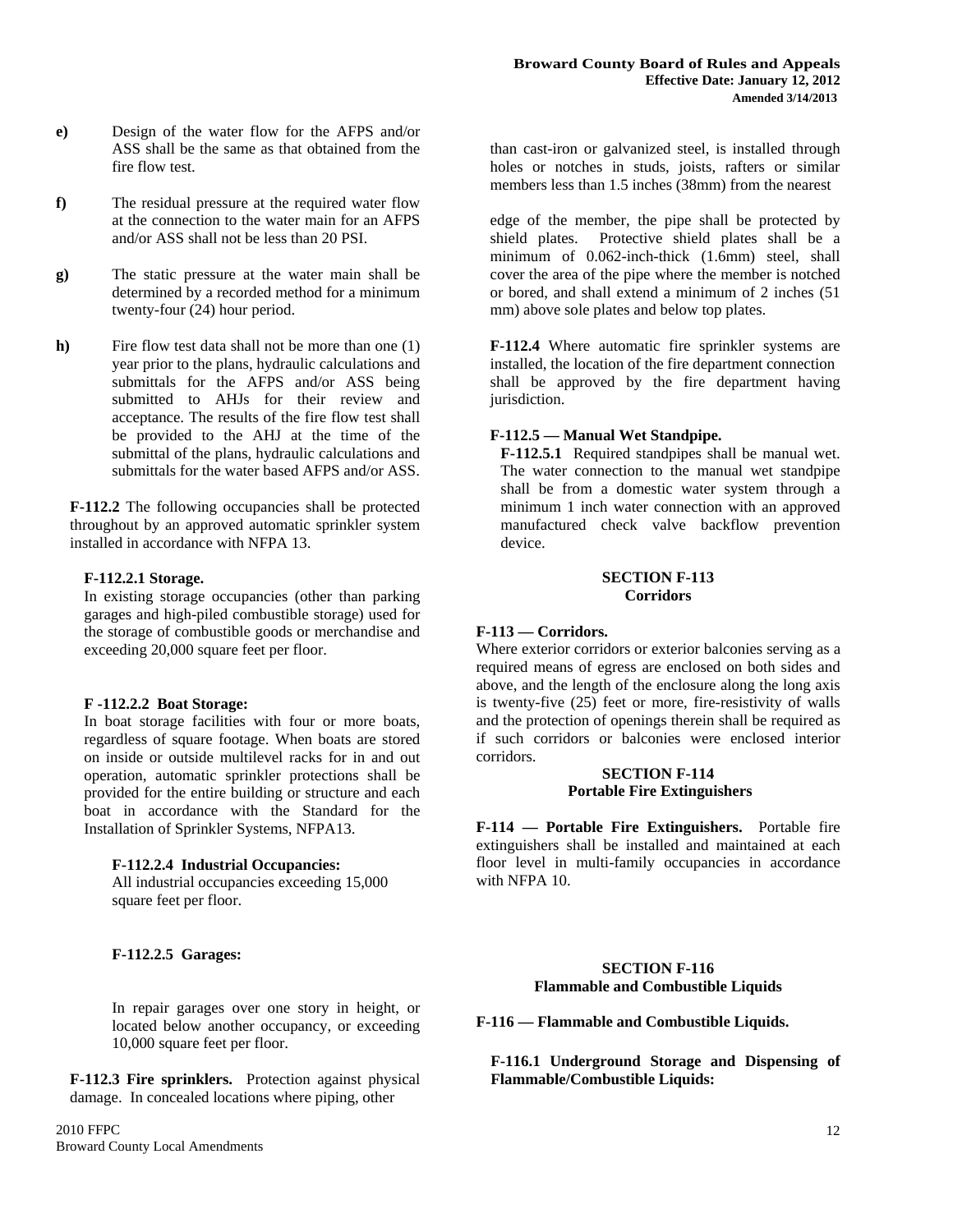**e)** Design of the water flow for the AFPS and/or ASS shall be the same as that obtained from the fire flow test.

**f)** The residual pressure at the required water flow at the connection to the water main for an AFPS and/or ASS shall not be less than 20 PSI.

**g)** The static pressure at the water main shall be determined by a recorded method for a minimum twenty-four (24) hour period.

**h)** Fire flow test data shall not be more than one (1) year prior to the plans, hydraulic calculations and submittals for the AFPS and/or ASS being submitted to AHJs for their review and acceptance. The results of the fire flow test shall be provided to the AHJ at the time of the submittal of the plans, hydraulic calculations and submittals for the water based AFPS and/or ASS.

**F-112.2** The following occupancies shall be protected throughout by an approved automatic sprinkler system installed in accordance with NFPA 13.

**F-112.2.1 Storage.**
In existing storage occupancies (other than parking garages and high-piled combustible storage) used for the storage of combustible goods or merchandise and exceeding 20,000 square feet per floor.

**F -112.2.2 Boat Storage:**
In boat storage facilities with four or more boats, regardless of square footage. When boats are stored on inside or outside multilevel racks for in and out operation, automatic sprinkler protections shall be provided for the entire building or structure and each boat in accordance with the Standard for the Installation of Sprinkler Systems, NFPA13.

**F-112.2.4 Industrial Occupancies:**
All industrial occupancies exceeding 15,000 square feet per floor.

**F-112.2.5 Garages:**

In repair garages over one story in height, or located below another occupancy, or exceeding 10,000 square feet per floor.

**F-112.3 Fire sprinklers.** Protection against physical damage. In concealed locations where piping, other than cast-iron or galvanized steel, is installed through holes or notches in studs, joists, rafters or similar members less than 1.5 inches (38mm) from the nearest edge of the member, the pipe shall be protected by shield plates. Protective shield plates shall be a minimum of 0.062-inch-thick (1.6mm) steel, shall cover the area of the pipe where the member is notched or bored, and shall extend a minimum of 2 inches (51 mm) above sole plates and below top plates.

**F-112.4** Where automatic fire sprinkler systems are installed, the location of the fire department connection shall be approved by the fire department having jurisdiction.

**F-112.5 — Manual Wet Standpipe.**
**F-112.5.1** Required standpipes shall be manual wet. The water connection to the manual wet standpipe shall be from a domestic water system through a minimum 1 inch water connection with an approved manufactured check valve backflow prevention device.

## SECTION F-113 Corridors

**F-113 — Corridors.**
Where exterior corridors or exterior balconies serving as a required means of egress are enclosed on both sides and above, and the length of the enclosure along the long axis is twenty-five (25) feet or more, fire-resistivity of walls and the protection of openings therein shall be required as if such corridors or balconies were enclosed interior corridors.

## SECTION F-114 Portable Fire Extinguishers

**F-114 — Portable Fire Extinguishers.** Portable fire extinguishers shall be installed and maintained at each floor level in multi-family occupancies in accordance with NFPA 10.

## SECTION F-116 Flammable and Combustible Liquids

**F-116 — Flammable and Combustible Liquids.**

**F-116.1 Underground Storage and Dispensing of Flammable/Combustible Liquids:**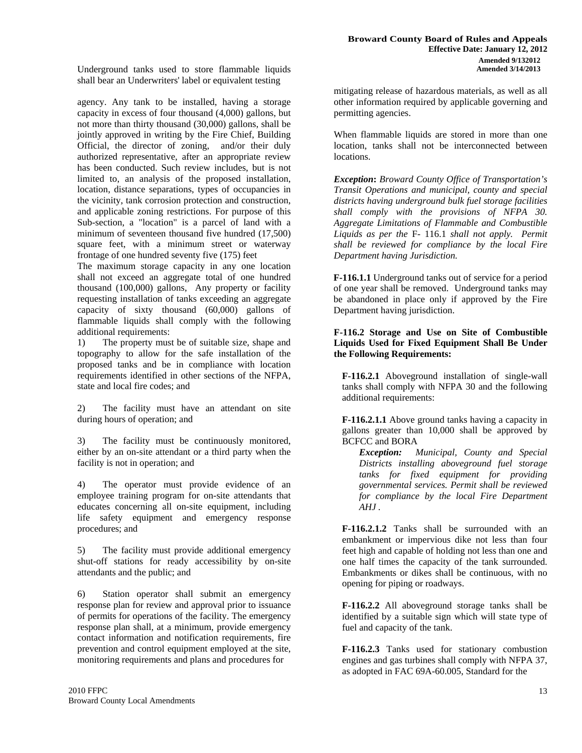Underground tanks used to store flammable liquids shall bear an Underwriters' label or equivalent testing

agency. Any tank to be installed, having a storage capacity in excess of four thousand (4,000) gallons, but not more than thirty thousand (30,000) gallons, shall be jointly approved in writing by the Fire Chief, Building Official, the director of zoning, and/or their duly authorized representative, after an appropriate review has been conducted. Such review includes, but is not limited to, an analysis of the proposed installation, location, distance separations, types of occupancies in the vicinity, tank corrosion protection and construction, and applicable zoning restrictions. For purpose of this Sub-section, a "location" is a parcel of land with a minimum of seventeen thousand five hundred (17,500) square feet, with a minimum street or waterway frontage of one hundred seventy five (175) feet

The maximum storage capacity in any one location shall not exceed an aggregate total of one hundred thousand (100,000) gallons, Any property or facility requesting installation of tanks exceeding an aggregate capacity of sixty thousand (60,000) gallons of flammable liquids shall comply with the following additional requirements:

1) The property must be of suitable size, shape and topography to allow for the safe installation of the proposed tanks and be in compliance with location requirements identified in other sections of the NFPA, state and local fire codes; and

2) The facility must have an attendant on site during hours of operation; and

3) The facility must be continuously monitored, either by an on-site attendant or a third party when the facility is not in operation; and

4) The operator must provide evidence of an employee training program for on-site attendants that educates concerning all on-site equipment, including life safety equipment and emergency response procedures; and

5) The facility must provide additional emergency shut-off stations for ready accessibility by on-site attendants and the public; and

6) Station operator shall submit an emergency response plan for review and approval prior to issuance of permits for operations of the facility. The emergency response plan shall, at a minimum, provide emergency contact information and notification requirements, fire prevention and control equipment employed at the site, monitoring requirements and plans and procedures for mitigating release of hazardous materials, as well as all other information required by applicable governing and permitting agencies.

When flammable liquids are stored in more than one location, tanks shall not be interconnected between locations.

***Exception:*** *Broward County Office of Transportation's Transit Operations and municipal, county and special districts having underground bulk fuel storage facilities shall comply with the provisions of NFPA 30. Aggregate Limitations of Flammable and Combustible Liquids as per the* F- 116.1 *shall not apply. Permit shall be reviewed for compliance by the local Fire Department having Jurisdiction.*

**F-116.1.1** Underground tanks out of service for a period of one year shall be removed. Underground tanks may be abandoned in place only if approved by the Fire Department having jurisdiction.

**F-116.2 Storage and Use on Site of Combustible Liquids Used for Fixed Equipment Shall Be Under the Following Requirements:**

**F-116.2.1** Aboveground installation of single-wall tanks shall comply with NFPA 30 and the following additional requirements:

**F-116.2.1.1** Above ground tanks having a capacity in gallons greater than 10,000 shall be approved by BCFCC and BORA

***Exception:*** *Municipal, County and Special Districts installing aboveground fuel storage tanks for fixed equipment for providing governmental services. Permit shall be reviewed for compliance by the local Fire Department AHJ .*

**F-116.2.1.2** Tanks shall be surrounded with an embankment or impervious dike not less than four feet high and capable of holding not less than one and one half times the capacity of the tank surrounded. Embankments or dikes shall be continuous, with no opening for piping or roadways.

**F-116.2.2** All aboveground storage tanks shall be identified by a suitable sign which will state type of fuel and capacity of the tank.

**F-116.2.3** Tanks used for stationary combustion engines and gas turbines shall comply with NFPA 37, as adopted in FAC 69A-60.005, Standard for the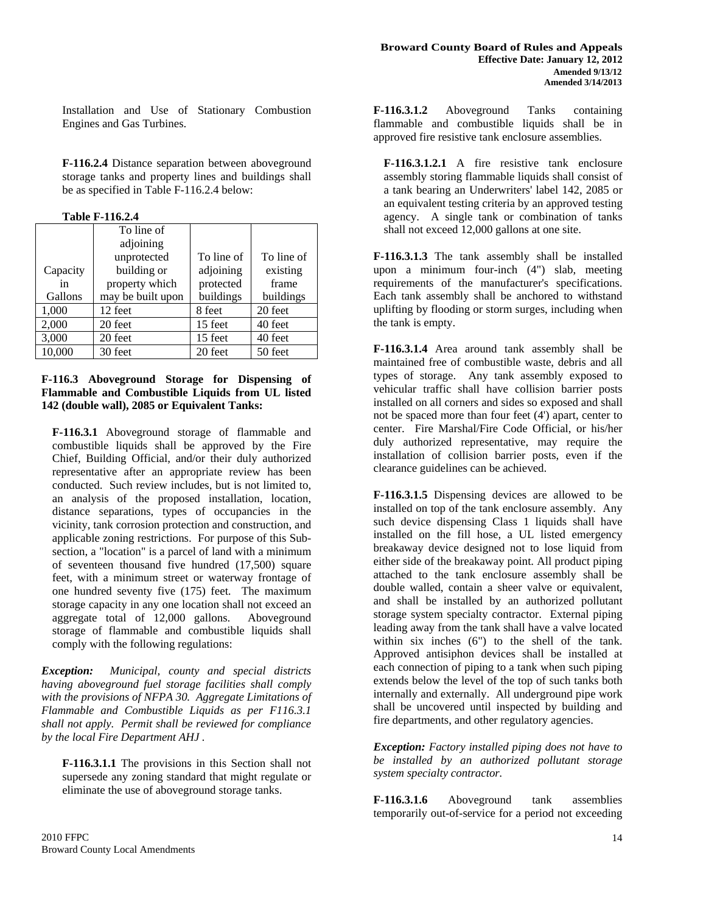Installation and Use of Stationary Combustion Engines and Gas Turbines.

**F-116.2.4** Distance separation between aboveground storage tanks and property lines and buildings shall be as specified in Table F-116.2.4 below:

**Table F-116.2.4**

| Capacity in Gallons | To line of adjoining unprotected building or property which may be built upon | To line of adjoining protected buildings | To line of existing frame buildings |
|---|---|---|---|
| 1,000 | 12 feet | 8 feet | 20 feet |
| 2,000 | 20 feet | 15 feet | 40 feet |
| 3,000 | 20 feet | 15 feet | 40 feet |
| 10,000 | 30 feet | 20 feet | 50 feet |

**F-116.3 Aboveground Storage for Dispensing of Flammable and Combustible Liquids from UL listed 142 (double wall), 2085 or Equivalent Tanks:**

**F-116.3.1** Aboveground storage of flammable and combustible liquids shall be approved by the Fire Chief, Building Official, and/or their duly authorized representative after an appropriate review has been conducted. Such review includes, but is not limited to, an analysis of the proposed installation, location, distance separations, types of occupancies in the vicinity, tank corrosion protection and construction, and applicable zoning restrictions. For purpose of this Sub-section, a "location" is a parcel of land with a minimum of seventeen thousand five hundred (17,500) square feet, with a minimum street or waterway frontage of one hundred seventy five (175) feet. The maximum storage capacity in any one location shall not exceed an aggregate total of 12,000 gallons. Aboveground storage of flammable and combustible liquids shall comply with the following regulations:

***Exception:*** *Municipal, county and special districts having aboveground fuel storage facilities shall comply with the provisions of NFPA 30. Aggregate Limitations of Flammable and Combustible Liquids as per F116.3.1 shall not apply. Permit shall be reviewed for compliance by the local Fire Department AHJ .*

**F-116.3.1.1** The provisions in this Section shall not supersede any zoning standard that might regulate or eliminate the use of aboveground storage tanks.

**F-116.3.1.2** Aboveground Tanks containing flammable and combustible liquids shall be in approved fire resistive tank enclosure assemblies.

**F-116.3.1.2.1** A fire resistive tank enclosure assembly storing flammable liquids shall consist of a tank bearing an Underwriters' label 142, 2085 or an equivalent testing criteria by an approved testing agency. A single tank or combination of tanks shall not exceed 12,000 gallons at one site.

**F-116.3.1.3** The tank assembly shall be installed upon a minimum four-inch (4") slab, meeting requirements of the manufacturer's specifications. Each tank assembly shall be anchored to withstand uplifting by flooding or storm surges, including when the tank is empty.

**F-116.3.1.4** Area around tank assembly shall be maintained free of combustible waste, debris and all types of storage. Any tank assembly exposed to vehicular traffic shall have collision barrier posts installed on all corners and sides so exposed and shall not be spaced more than four feet (4') apart, center to center. Fire Marshal/Fire Code Official, or his/her duly authorized representative, may require the installation of collision barrier posts, even if the clearance guidelines can be achieved.

**F-116.3.1.5** Dispensing devices are allowed to be installed on top of the tank enclosure assembly. Any such device dispensing Class 1 liquids shall have installed on the fill hose, a UL listed emergency breakaway device designed not to lose liquid from either side of the breakaway point. All product piping attached to the tank enclosure assembly shall be double walled, contain a sheer valve or equivalent, and shall be installed by an authorized pollutant storage system specialty contractor. External piping leading away from the tank shall have a valve located within six inches (6") to the shell of the tank. Approved antisiphon devices shall be installed at each connection of piping to a tank when such piping extends below the level of the top of such tanks both internally and externally. All underground pipe work shall be uncovered until inspected by building and fire departments, and other regulatory agencies.

***Exception:*** *Factory installed piping does not have to be installed by an authorized pollutant storage system specialty contractor.*

**F-116.3.1.6** Aboveground tank assemblies temporarily out-of-service for a period not exceeding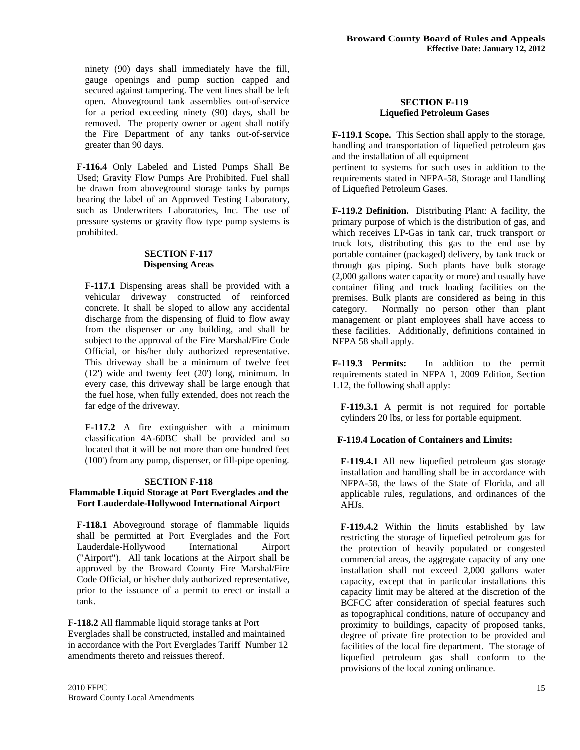ninety (90) days shall immediately have the fill, gauge openings and pump suction capped and secured against tampering. The vent lines shall be left open. Aboveground tank assemblies out-of-service for a period exceeding ninety (90) days, shall be removed. The property owner or agent shall notify the Fire Department of any tanks out-of-service greater than 90 days.

**F-116.4** Only Labeled and Listed Pumps Shall Be Used; Gravity Flow Pumps Are Prohibited. Fuel shall be drawn from aboveground storage tanks by pumps bearing the label of an Approved Testing Laboratory, such as Underwriters Laboratories, Inc. The use of pressure systems or gravity flow type pump systems is prohibited.

## SECTION F-117
## Dispensing Areas

**F-117.1** Dispensing areas shall be provided with a vehicular driveway constructed of reinforced concrete. It shall be sloped to allow any accidental discharge from the dispensing of fluid to flow away from the dispenser or any building, and shall be subject to the approval of the Fire Marshal/Fire Code Official, or his/her duly authorized representative. This driveway shall be a minimum of twelve feet (12') wide and twenty feet (20') long, minimum. In every case, this driveway shall be large enough that the fuel hose, when fully extended, does not reach the far edge of the driveway.

**F-117.2** A fire extinguisher with a minimum classification 4A-60BC shall be provided and so located that it will be not more than one hundred feet (100') from any pump, dispenser, or fill-pipe opening.

## SECTION F-118
## Flammable Liquid Storage at Port Everglades and the Fort Lauderdale-Hollywood International Airport

**F-118.1** Aboveground storage of flammable liquids shall be permitted at Port Everglades and the Fort Lauderdale-Hollywood International Airport ("Airport"). All tank locations at the Airport shall be approved by the Broward County Fire Marshal/Fire Code Official, or his/her duly authorized representative, prior to the issuance of a permit to erect or install a tank.

**F-118.2** All flammable liquid storage tanks at Port Everglades shall be constructed, installed and maintained in accordance with the Port Everglades Tariff Number 12 amendments thereto and reissues thereof.

## SECTION F-119
## Liquefied Petroleum Gases

**F-119.1 Scope.** This Section shall apply to the storage, handling and transportation of liquefied petroleum gas and the installation of all equipment pertinent to systems for such uses in addition to the requirements stated in NFPA-58, Storage and Handling of Liquefied Petroleum Gases.

**F-119.2 Definition.** Distributing Plant: A facility, the primary purpose of which is the distribution of gas, and which receives LP-Gas in tank car, truck transport or truck lots, distributing this gas to the end use by portable container (packaged) delivery, by tank truck or through gas piping. Such plants have bulk storage (2,000 gallons water capacity or more) and usually have container filing and truck loading facilities on the premises. Bulk plants are considered as being in this category. Normally no person other than plant management or plant employees shall have access to these facilities. Additionally, definitions contained in NFPA 58 shall apply.

**F-119.3 Permits:** In addition to the permit requirements stated in NFPA 1, 2009 Edition, Section 1.12, the following shall apply:

**F-119.3.1** A permit is not required for portable cylinders 20 lbs, or less for portable equipment.

**F-119.4 Location of Containers and Limits:**

**F-119.4.1** All new liquefied petroleum gas storage installation and handling shall be in accordance with NFPA-58, the laws of the State of Florida, and all applicable rules, regulations, and ordinances of the AHJs.

**F-119.4.2** Within the limits established by law restricting the storage of liquefied petroleum gas for the protection of heavily populated or congested commercial areas, the aggregate capacity of any one installation shall not exceed 2,000 gallons water capacity, except that in particular installations this capacity limit may be altered at the discretion of the BCFCC after consideration of special features such as topographical conditions, nature of occupancy and proximity to buildings, capacity of proposed tanks, degree of private fire protection to be provided and facilities of the local fire department. The storage of liquefied petroleum gas shall conform to the provisions of the local zoning ordinance.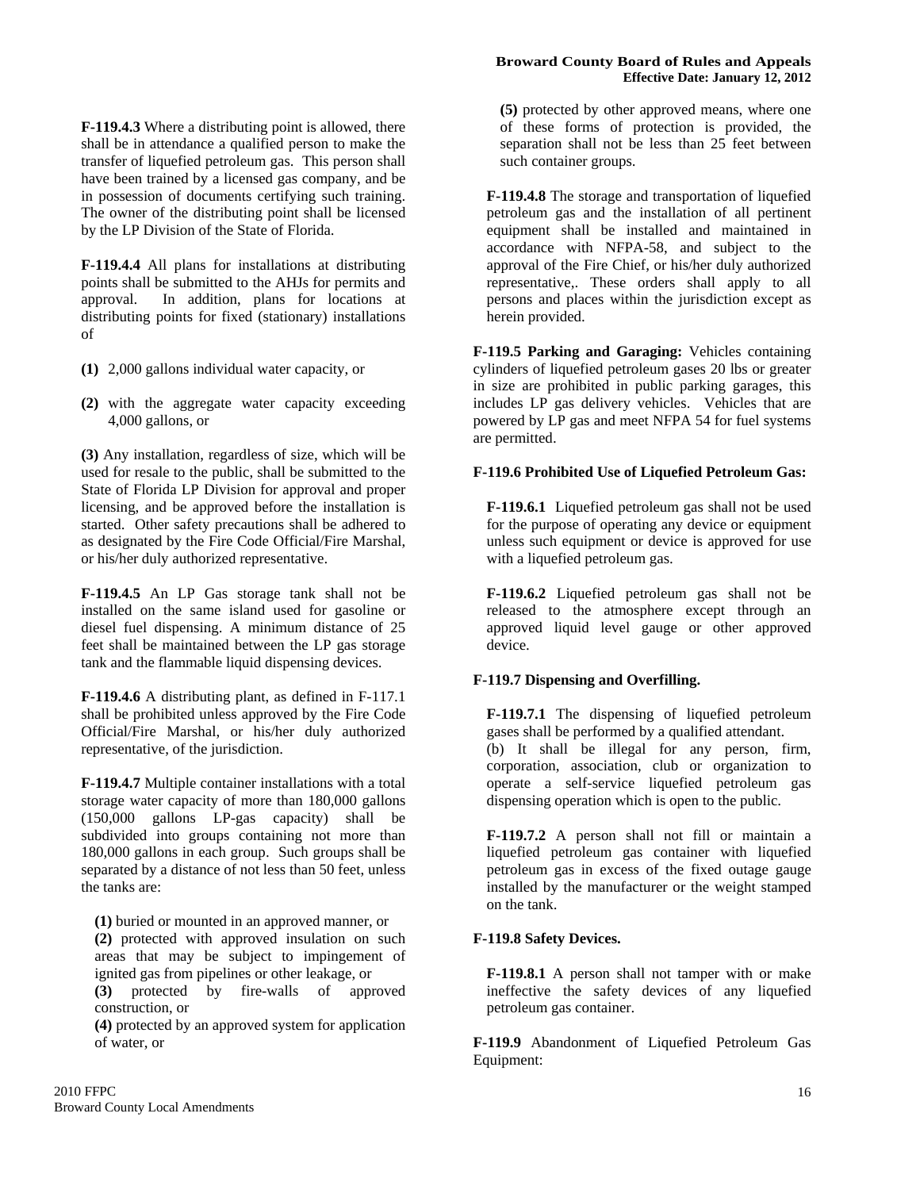**F-119.4.3** Where a distributing point is allowed, there shall be in attendance a qualified person to make the transfer of liquefied petroleum gas. This person shall have been trained by a licensed gas company, and be in possession of documents certifying such training. The owner of the distributing point shall be licensed by the LP Division of the State of Florida.

**F-119.4.4** All plans for installations at distributing points shall be submitted to the AHJs for permits and approval. In addition, plans for locations at distributing points for fixed (stationary) installations of

**(1)** 2,000 gallons individual water capacity, or

**(2)** with the aggregate water capacity exceeding 4,000 gallons, or

**(3)** Any installation, regardless of size, which will be used for resale to the public, shall be submitted to the State of Florida LP Division for approval and proper licensing, and be approved before the installation is started. Other safety precautions shall be adhered to as designated by the Fire Code Official/Fire Marshal, or his/her duly authorized representative.

**F-119.4.5** An LP Gas storage tank shall not be installed on the same island used for gasoline or diesel fuel dispensing. A minimum distance of 25 feet shall be maintained between the LP gas storage tank and the flammable liquid dispensing devices.

**F-119.4.6** A distributing plant, as defined in F-117.1 shall be prohibited unless approved by the Fire Code Official/Fire Marshal, or his/her duly authorized representative, of the jurisdiction.

**F-119.4.7** Multiple container installations with a total storage water capacity of more than 180,000 gallons (150,000 gallons LP-gas capacity) shall be subdivided into groups containing not more than 180,000 gallons in each group. Such groups shall be separated by a distance of not less than 50 feet, unless the tanks are:

**(1)** buried or mounted in an approved manner, or
**(2)** protected with approved insulation on such areas that may be subject to impingement of ignited gas from pipelines or other leakage, or
**(3)** protected by fire-walls of approved construction, or
**(4)** protected by an approved system for application of water, or
**(5)** protected by other approved means, where one of these forms of protection is provided, the separation shall not be less than 25 feet between such container groups.

**F-119.4.8** The storage and transportation of liquefied petroleum gas and the installation of all pertinent equipment shall be installed and maintained in accordance with NFPA-58, and subject to the approval of the Fire Chief, or his/her duly authorized representative,. These orders shall apply to all persons and places within the jurisdiction except as herein provided.

**F-119.5 Parking and Garaging:** Vehicles containing cylinders of liquefied petroleum gases 20 lbs or greater in size are prohibited in public parking garages, this includes LP gas delivery vehicles. Vehicles that are powered by LP gas and meet NFPA 54 for fuel systems are permitted.

**F-119.6 Prohibited Use of Liquefied Petroleum Gas:**

**F-119.6.1** Liquefied petroleum gas shall not be used for the purpose of operating any device or equipment unless such equipment or device is approved for use with a liquefied petroleum gas.

**F-119.6.2** Liquefied petroleum gas shall not be released to the atmosphere except through an approved liquid level gauge or other approved device.

**F-119.7 Dispensing and Overfilling.**

**F-119.7.1** The dispensing of liquefied petroleum gases shall be performed by a qualified attendant.
(b) It shall be illegal for any person, firm, corporation, association, club or organization to operate a self-service liquefied petroleum gas dispensing operation which is open to the public.

**F-119.7.2** A person shall not fill or maintain a liquefied petroleum gas container with liquefied petroleum gas in excess of the fixed outage gauge installed by the manufacturer or the weight stamped on the tank.

**F-119.8 Safety Devices.**

**F-119.8.1** A person shall not tamper with or make ineffective the safety devices of any liquefied petroleum gas container.

**F-119.9** Abandonment of Liquefied Petroleum Gas Equipment: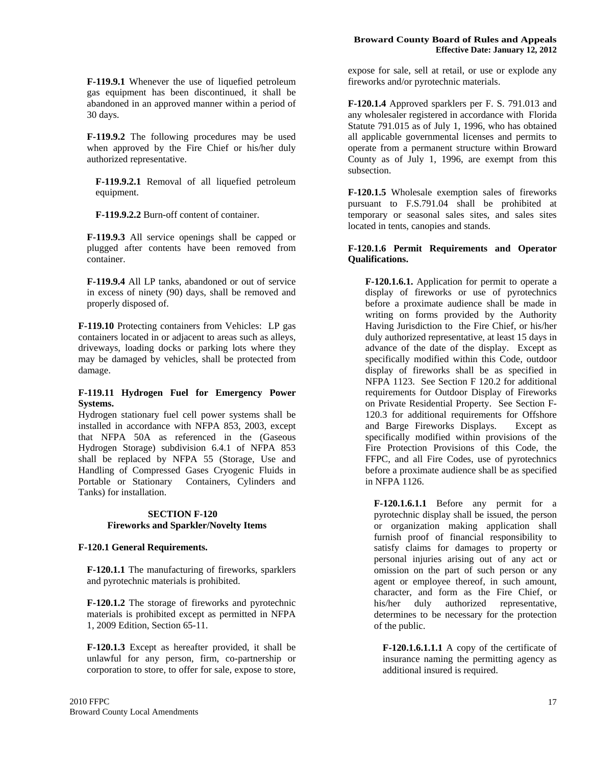**F-119.9.1** Whenever the use of liquefied petroleum gas equipment has been discontinued, it shall be abandoned in an approved manner within a period of 30 days.

**F-119.9.2** The following procedures may be used when approved by the Fire Chief or his/her duly authorized representative.

**F-119.9.2.1** Removal of all liquefied petroleum equipment.

**F-119.9.2.2** Burn-off content of container.

**F-119.9.3** All service openings shall be capped or plugged after contents have been removed from container.

**F-119.9.4** All LP tanks, abandoned or out of service in excess of ninety (90) days, shall be removed and properly disposed of.

**F-119.10** Protecting containers from Vehicles: LP gas containers located in or adjacent to areas such as alleys, driveways, loading docks or parking lots where they may be damaged by vehicles, shall be protected from damage.

**F-119.11 Hydrogen Fuel for Emergency Power Systems.**
Hydrogen stationary fuel cell power systems shall be installed in accordance with NFPA 853, 2003, except that NFPA 50A as referenced in the (Gaseous Hydrogen Storage) subdivision 6.4.1 of NFPA 853 shall be replaced by NFPA 55 (Storage, Use and Handling of Compressed Gases Cryogenic Fluids in Portable or Stationary Containers, Cylinders and Tanks) for installation.

## SECTION F-120
## Fireworks and Sparkler/Novelty Items

**F-120.1 General Requirements.**

**F-120.1.1** The manufacturing of fireworks, sparklers and pyrotechnic materials is prohibited.

**F-120.1.2** The storage of fireworks and pyrotechnic materials is prohibited except as permitted in NFPA 1, 2009 Edition, Section 65-11.

**F-120.1.3** Except as hereafter provided, it shall be unlawful for any person, firm, co-partnership or corporation to store, to offer for sale, expose to store, expose for sale, sell at retail, or use or explode any fireworks and/or pyrotechnic materials.

**F-120.1.4** Approved sparklers per F. S. 791.013 and any wholesaler registered in accordance with Florida Statute 791.015 as of July 1, 1996, who has obtained all applicable governmental licenses and permits to operate from a permanent structure within Broward County as of July 1, 1996, are exempt from this subsection.

**F-120.1.5** Wholesale exemption sales of fireworks pursuant to F.S.791.04 shall be prohibited at temporary or seasonal sales sites, and sales sites located in tents, canopies and stands.

**F-120.1.6 Permit Requirements and Operator Qualifications.**

**F-120.1.6.1.** Application for permit to operate a display of fireworks or use of pyrotechnics before a proximate audience shall be made in writing on forms provided by the Authority Having Jurisdiction to the Fire Chief, or his/her duly authorized representative, at least 15 days in advance of the date of the display. Except as specifically modified within this Code, outdoor display of fireworks shall be as specified in NFPA 1123. See Section F 120.2 for additional requirements for Outdoor Display of Fireworks on Private Residential Property. See Section F-120.3 for additional requirements for Offshore and Barge Fireworks Displays. Except as specifically modified within provisions of the Fire Protection Provisions of this Code, the FFPC, and all Fire Codes, use of pyrotechnics before a proximate audience shall be as specified in NFPA 1126.

**F-120.1.6.1.1** Before any permit for a pyrotechnic display shall be issued, the person or organization making application shall furnish proof of financial responsibility to satisfy claims for damages to property or personal injuries arising out of any act or omission on the part of such person or any agent or employee thereof, in such amount, character, and form as the Fire Chief, or his/her duly authorized representative, determines to be necessary for the protection of the public.

**F-120.1.6.1.1.1** A copy of the certificate of insurance naming the permitting agency as additional insured is required.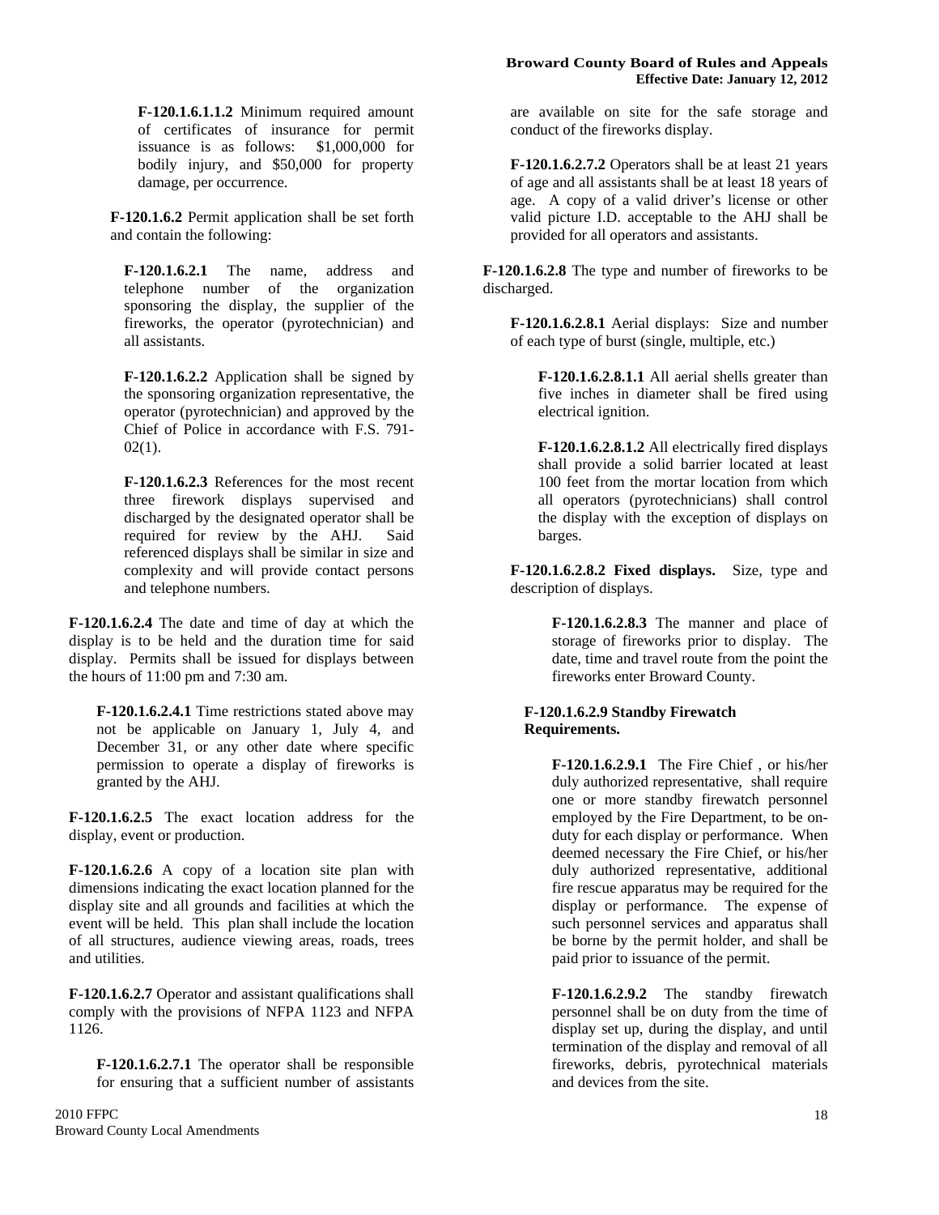**F-120.1.6.1.1.2** Minimum required amount of certificates of insurance for permit issuance is as follows: $1,000,000 for bodily injury, and $50,000 for property damage, per occurrence.

**F-120.1.6.2** Permit application shall be set forth and contain the following:

**F-120.1.6.2.1** The name, address and telephone number of the organization sponsoring the display, the supplier of the fireworks, the operator (pyrotechnician) and all assistants.

**F-120.1.6.2.2** Application shall be signed by the sponsoring organization representative, the operator (pyrotechnician) and approved by the Chief of Police in accordance with F.S. 791-02(1).

**F-120.1.6.2.3** References for the most recent three firework displays supervised and discharged by the designated operator shall be required for review by the AHJ. Said referenced displays shall be similar in size and complexity and will provide contact persons and telephone numbers.

**F-120.1.6.2.4** The date and time of day at which the display is to be held and the duration time for said display. Permits shall be issued for displays between the hours of 11:00 pm and 7:30 am.

**F-120.1.6.2.4.1** Time restrictions stated above may not be applicable on January 1, July 4, and December 31, or any other date where specific permission to operate a display of fireworks is granted by the AHJ.

**F-120.1.6.2.5** The exact location address for the display, event or production.

**F-120.1.6.2.6** A copy of a location site plan with dimensions indicating the exact location planned for the display site and all grounds and facilities at which the event will be held. This plan shall include the location of all structures, audience viewing areas, roads, trees and utilities.

**F-120.1.6.2.7** Operator and assistant qualifications shall comply with the provisions of NFPA 1123 and NFPA 1126.

**F-120.1.6.2.7.1** The operator shall be responsible for ensuring that a sufficient number of assistants are available on site for the safe storage and conduct of the fireworks display.

**F-120.1.6.2.7.2** Operators shall be at least 21 years of age and all assistants shall be at least 18 years of age. A copy of a valid driver's license or other valid picture I.D. acceptable to the AHJ shall be provided for all operators and assistants.

**F-120.1.6.2.8** The type and number of fireworks to be discharged.

**F-120.1.6.2.8.1** Aerial displays: Size and number of each type of burst (single, multiple, etc.)

**F-120.1.6.2.8.1.1** All aerial shells greater than five inches in diameter shall be fired using electrical ignition.

**F-120.1.6.2.8.1.2** All electrically fired displays shall provide a solid barrier located at least 100 feet from the mortar location from which all operators (pyrotechnicians) shall control the display with the exception of displays on barges.

**F-120.1.6.2.8.2 Fixed displays.** Size, type and description of displays.

**F-120.1.6.2.8.3** The manner and place of storage of fireworks prior to display. The date, time and travel route from the point the fireworks enter Broward County.

**F-120.1.6.2.9 Standby Firewatch Requirements.**

**F-120.1.6.2.9.1** The Fire Chief , or his/her duly authorized representative, shall require one or more standby firewatch personnel employed by the Fire Department, to be on-duty for each display or performance. When deemed necessary the Fire Chief, or his/her duly authorized representative, additional fire rescue apparatus may be required for the display or performance. The expense of such personnel services and apparatus shall be borne by the permit holder, and shall be paid prior to issuance of the permit.

**F-120.1.6.2.9.2** The standby firewatch personnel shall be on duty from the time of display set up, during the display, and until termination of the display and removal of all fireworks, debris, pyrotechnical materials and devices from the site.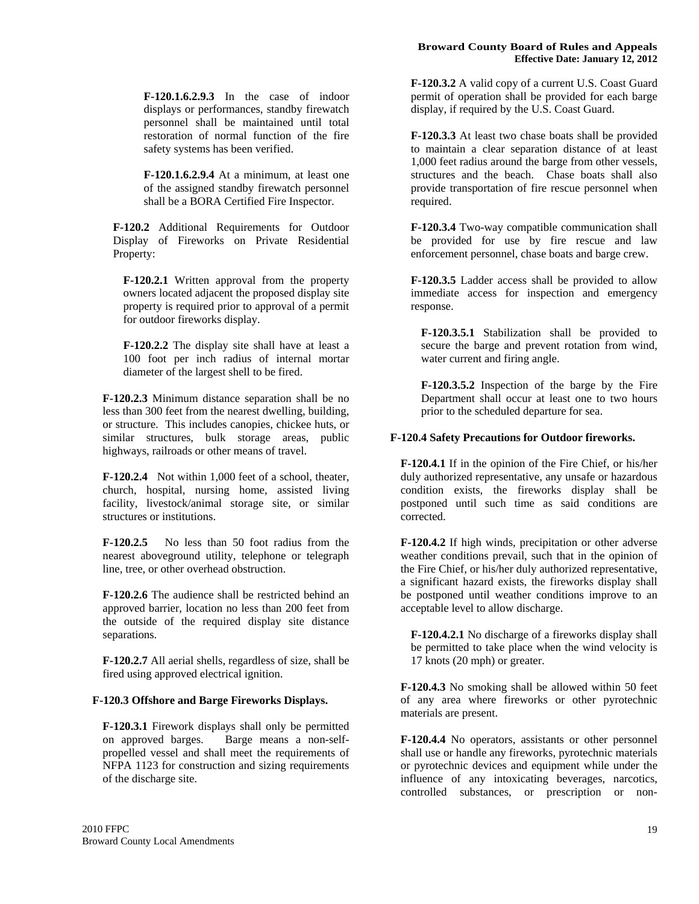**F-120.1.6.2.9.3** In the case of indoor displays or performances, standby firewatch personnel shall be maintained until total restoration of normal function of the fire safety systems has been verified.

**F-120.1.6.2.9.4** At a minimum, at least one of the assigned standby firewatch personnel shall be a BORA Certified Fire Inspector.

**F-120.2** Additional Requirements for Outdoor Display of Fireworks on Private Residential Property:

**F-120.2.1** Written approval from the property owners located adjacent the proposed display site property is required prior to approval of a permit for outdoor fireworks display.

**F-120.2.2** The display site shall have at least a 100 foot per inch radius of internal mortar diameter of the largest shell to be fired.

**F-120.2.3** Minimum distance separation shall be no less than 300 feet from the nearest dwelling, building, or structure. This includes canopies, chickee huts, or similar structures, bulk storage areas, public highways, railroads or other means of travel.

**F-120.2.4** Not within 1,000 feet of a school, theater, church, hospital, nursing home, assisted living facility, livestock/animal storage site, or similar structures or institutions.

**F-120.2.5** No less than 50 foot radius from the nearest aboveground utility, telephone or telegraph line, tree, or other overhead obstruction.

**F-120.2.6** The audience shall be restricted behind an approved barrier, location no less than 200 feet from the outside of the required display site distance separations.

**F-120.2.7** All aerial shells, regardless of size, shall be fired using approved electrical ignition.

**F-120.3 Offshore and Barge Fireworks Displays.**

**F-120.3.1** Firework displays shall only be permitted on approved barges. Barge means a non-self-propelled vessel and shall meet the requirements of NFPA 1123 for construction and sizing requirements of the discharge site.

**F-120.3.2** A valid copy of a current U.S. Coast Guard permit of operation shall be provided for each barge display, if required by the U.S. Coast Guard.

**F-120.3.3** At least two chase boats shall be provided to maintain a clear separation distance of at least 1,000 feet radius around the barge from other vessels, structures and the beach. Chase boats shall also provide transportation of fire rescue personnel when required.

**F-120.3.4** Two-way compatible communication shall be provided for use by fire rescue and law enforcement personnel, chase boats and barge crew.

**F-120.3.5** Ladder access shall be provided to allow immediate access for inspection and emergency response.

**F-120.3.5.1** Stabilization shall be provided to secure the barge and prevent rotation from wind, water current and firing angle.

**F-120.3.5.2** Inspection of the barge by the Fire Department shall occur at least one to two hours prior to the scheduled departure for sea.

**F-120.4 Safety Precautions for Outdoor fireworks.**

**F-120.4.1** If in the opinion of the Fire Chief, or his/her duly authorized representative, any unsafe or hazardous condition exists, the fireworks display shall be postponed until such time as said conditions are corrected.

**F-120.4.2** If high winds, precipitation or other adverse weather conditions prevail, such that in the opinion of the Fire Chief, or his/her duly authorized representative, a significant hazard exists, the fireworks display shall be postponed until weather conditions improve to an acceptable level to allow discharge.

**F-120.4.2.1** No discharge of a fireworks display shall be permitted to take place when the wind velocity is 17 knots (20 mph) or greater.

**F-120.4.3** No smoking shall be allowed within 50 feet of any area where fireworks or other pyrotechnic materials are present.

**F-120.4.4** No operators, assistants or other personnel shall use or handle any fireworks, pyrotechnic materials or pyrotechnic devices and equipment while under the influence of any intoxicating beverages, narcotics, controlled substances, or prescription or non-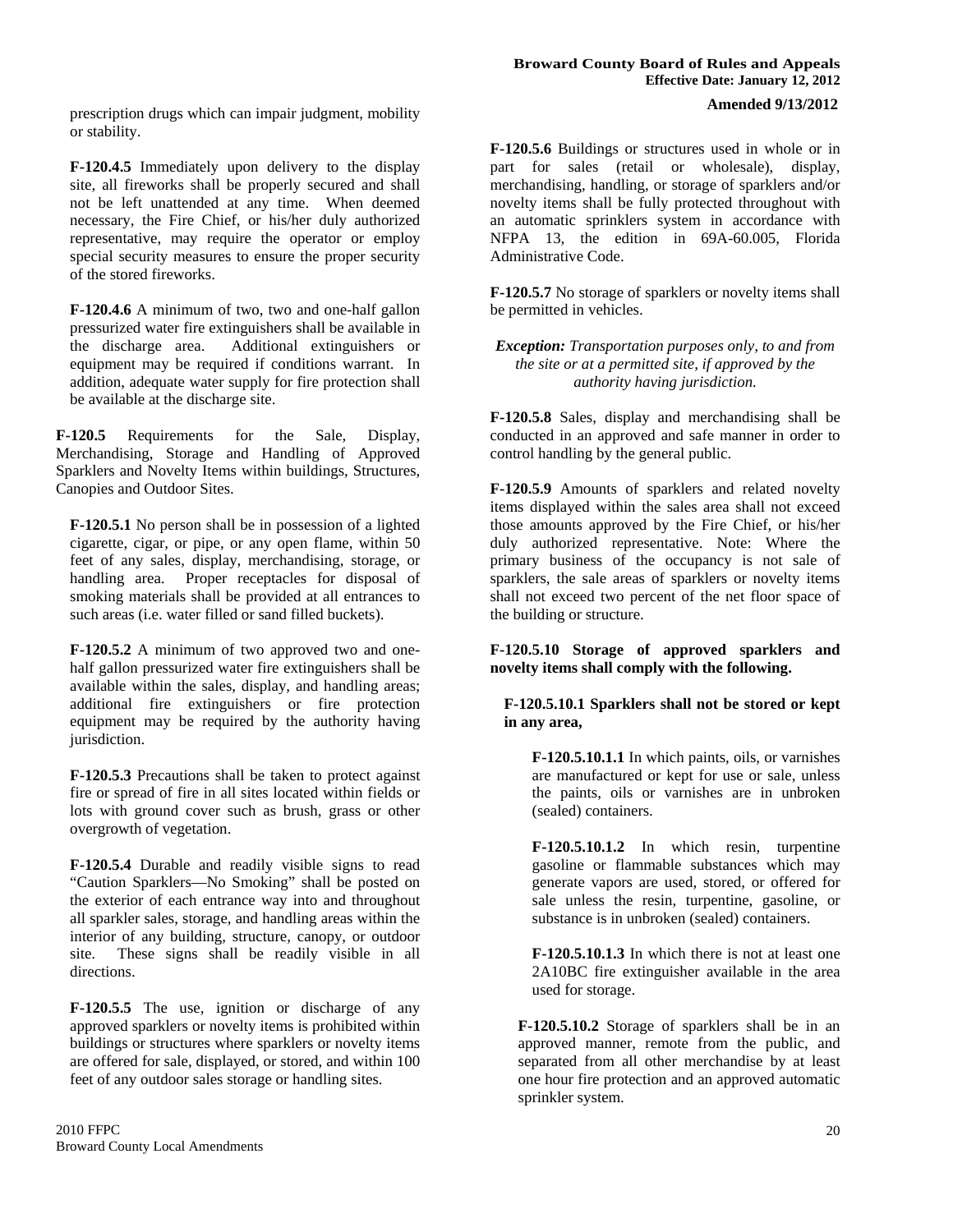prescription drugs which can impair judgment, mobility or stability.

**F-120.4.5** Immediately upon delivery to the display site, all fireworks shall be properly secured and shall not be left unattended at any time. When deemed necessary, the Fire Chief, or his/her duly authorized representative, may require the operator or employ special security measures to ensure the proper security of the stored fireworks.

**F-120.4.6** A minimum of two, two and one-half gallon pressurized water fire extinguishers shall be available in the discharge area. Additional extinguishers or equipment may be required if conditions warrant. In addition, adequate water supply for fire protection shall be available at the discharge site.

**F-120.5** Requirements for the Sale, Display, Merchandising, Storage and Handling of Approved Sparklers and Novelty Items within buildings, Structures, Canopies and Outdoor Sites.

**F-120.5.1** No person shall be in possession of a lighted cigarette, cigar, or pipe, or any open flame, within 50 feet of any sales, display, merchandising, storage, or handling area. Proper receptacles for disposal of smoking materials shall be provided at all entrances to such areas (i.e. water filled or sand filled buckets).

**F-120.5.2** A minimum of two approved two and one-half gallon pressurized water fire extinguishers shall be available within the sales, display, and handling areas; additional fire extinguishers or fire protection equipment may be required by the authority having jurisdiction.

**F-120.5.3** Precautions shall be taken to protect against fire or spread of fire in all sites located within fields or lots with ground cover such as brush, grass or other overgrowth of vegetation.

**F-120.5.4** Durable and readily visible signs to read "Caution Sparklers—No Smoking" shall be posted on the exterior of each entrance way into and throughout all sparkler sales, storage, and handling areas within the interior of any building, structure, canopy, or outdoor site. These signs shall be readily visible in all directions.

**F-120.5.5** The use, ignition or discharge of any approved sparklers or novelty items is prohibited within buildings or structures where sparklers or novelty items are offered for sale, displayed, or stored, and within 100 feet of any outdoor sales storage or handling sites.

**F-120.5.6** Buildings or structures used in whole or in part for sales (retail or wholesale), display, merchandising, handling, or storage of sparklers and/or novelty items shall be fully protected throughout with an automatic sprinklers system in accordance with NFPA 13, the edition in 69A-60.005, Florida Administrative Code.

**F-120.5.7** No storage of sparklers or novelty items shall be permitted in vehicles.

***Exception:*** *Transportation purposes only, to and from the site or at a permitted site, if approved by the authority having jurisdiction.*

**F-120.5.8** Sales, display and merchandising shall be conducted in an approved and safe manner in order to control handling by the general public.

**F-120.5.9** Amounts of sparklers and related novelty items displayed within the sales area shall not exceed those amounts approved by the Fire Chief, or his/her duly authorized representative. Note: Where the primary business of the occupancy is not sale of sparklers, the sale areas of sparklers or novelty items shall not exceed two percent of the net floor space of the building or structure.

**F-120.5.10 Storage of approved sparklers and novelty items shall comply with the following.**

**F-120.5.10.1 Sparklers shall not be stored or kept in any area,**

**F-120.5.10.1.1** In which paints, oils, or varnishes are manufactured or kept for use or sale, unless the paints, oils or varnishes are in unbroken (sealed) containers.

**F-120.5.10.1.2** In which resin, turpentine gasoline or flammable substances which may generate vapors are used, stored, or offered for sale unless the resin, turpentine, gasoline, or substance is in unbroken (sealed) containers.

**F-120.5.10.1.3** In which there is not at least one 2A10BC fire extinguisher available in the area used for storage.

**F-120.5.10.2** Storage of sparklers shall be in an approved manner, remote from the public, and separated from all other merchandise by at least one hour fire protection and an approved automatic sprinkler system.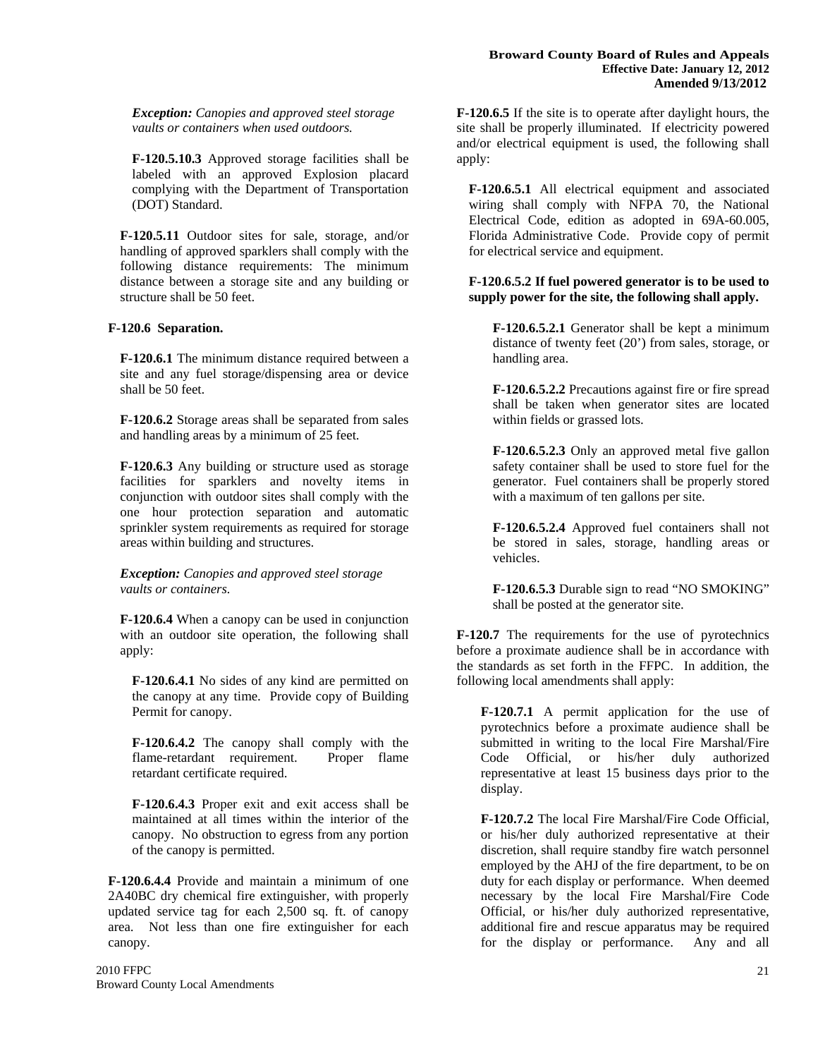*Exception: Canopies and approved steel storage vaults or containers when used outdoors.*

**F-120.5.10.3** Approved storage facilities shall be labeled with an approved Explosion placard complying with the Department of Transportation (DOT) Standard.

**F-120.5.11** Outdoor sites for sale, storage, and/or handling of approved sparklers shall comply with the following distance requirements: The minimum distance between a storage site and any building or structure shall be 50 feet.

**F-120.6 Separation.**

**F-120.6.1** The minimum distance required between a site and any fuel storage/dispensing area or device shall be 50 feet.

**F-120.6.2** Storage areas shall be separated from sales and handling areas by a minimum of 25 feet.

**F-120.6.3** Any building or structure used as storage facilities for sparklers and novelty items in conjunction with outdoor sites shall comply with the one hour protection separation and automatic sprinkler system requirements as required for storage areas within building and structures.

*Exception: Canopies and approved steel storage vaults or containers.*

**F-120.6.4** When a canopy can be used in conjunction with an outdoor site operation, the following shall apply:

**F-120.6.4.1** No sides of any kind are permitted on the canopy at any time. Provide copy of Building Permit for canopy.

**F-120.6.4.2** The canopy shall comply with the flame-retardant requirement. Proper flame retardant certificate required.

**F-120.6.4.3** Proper exit and exit access shall be maintained at all times within the interior of the canopy. No obstruction to egress from any portion of the canopy is permitted.

**F-120.6.4.4** Provide and maintain a minimum of one 2A40BC dry chemical fire extinguisher, with properly updated service tag for each 2,500 sq. ft. of canopy area. Not less than one fire extinguisher for each canopy.

**F-120.6.5** If the site is to operate after daylight hours, the site shall be properly illuminated. If electricity powered and/or electrical equipment is used, the following shall apply:

**F-120.6.5.1** All electrical equipment and associated wiring shall comply with NFPA 70, the National Electrical Code, edition as adopted in 69A-60.005, Florida Administrative Code. Provide copy of permit for electrical service and equipment.

**F-120.6.5.2 If fuel powered generator is to be used to supply power for the site, the following shall apply.**

**F-120.6.5.2.1** Generator shall be kept a minimum distance of twenty feet (20') from sales, storage, or handling area.

**F-120.6.5.2.2** Precautions against fire or fire spread shall be taken when generator sites are located within fields or grassed lots.

**F-120.6.5.2.3** Only an approved metal five gallon safety container shall be used to store fuel for the generator. Fuel containers shall be properly stored with a maximum of ten gallons per site.

**F-120.6.5.2.4** Approved fuel containers shall not be stored in sales, storage, handling areas or vehicles.

**F-120.6.5.3** Durable sign to read "NO SMOKING" shall be posted at the generator site.

**F-120.7** The requirements for the use of pyrotechnics before a proximate audience shall be in accordance with the standards as set forth in the FFPC. In addition, the following local amendments shall apply:

**F-120.7.1** A permit application for the use of pyrotechnics before a proximate audience shall be submitted in writing to the local Fire Marshal/Fire Code Official, or his/her duly authorized representative at least 15 business days prior to the display.

**F-120.7.2** The local Fire Marshal/Fire Code Official, or his/her duly authorized representative at their discretion, shall require standby fire watch personnel employed by the AHJ of the fire department, to be on duty for each display or performance. When deemed necessary by the local Fire Marshal/Fire Code Official, or his/her duly authorized representative, additional fire and rescue apparatus may be required for the display or performance. Any and all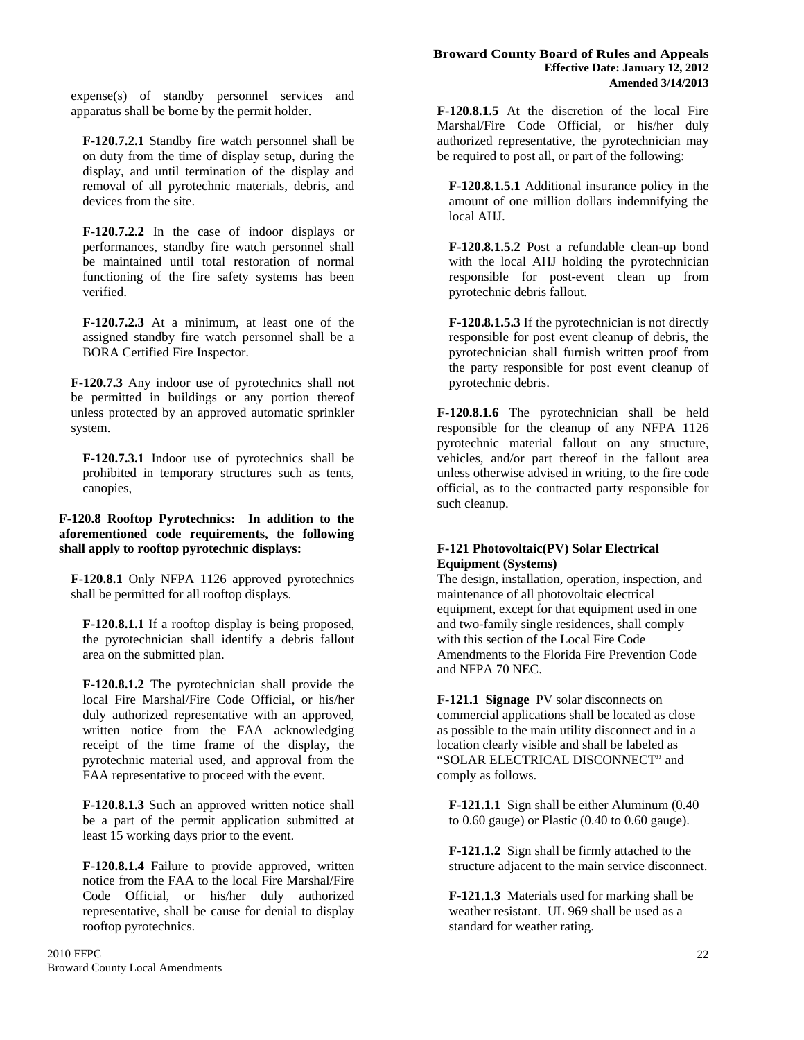expense(s) of standby personnel services and apparatus shall be borne by the permit holder.

**F-120.7.2.1** Standby fire watch personnel shall be on duty from the time of display setup, during the display, and until termination of the display and removal of all pyrotechnic materials, debris, and devices from the site.

**F-120.7.2.2** In the case of indoor displays or performances, standby fire watch personnel shall be maintained until total restoration of normal functioning of the fire safety systems has been verified.

**F-120.7.2.3** At a minimum, at least one of the assigned standby fire watch personnel shall be a BORA Certified Fire Inspector.

**F-120.7.3** Any indoor use of pyrotechnics shall not be permitted in buildings or any portion thereof unless protected by an approved automatic sprinkler system.

**F-120.7.3.1** Indoor use of pyrotechnics shall be prohibited in temporary structures such as tents, canopies,

**F-120.8 Rooftop Pyrotechnics: In addition to the aforementioned code requirements, the following shall apply to rooftop pyrotechnic displays:**

**F-120.8.1** Only NFPA 1126 approved pyrotechnics shall be permitted for all rooftop displays.

**F-120.8.1.1** If a rooftop display is being proposed, the pyrotechnician shall identify a debris fallout area on the submitted plan.

**F-120.8.1.2** The pyrotechnician shall provide the local Fire Marshal/Fire Code Official, or his/her duly authorized representative with an approved, written notice from the FAA acknowledging receipt of the time frame of the display, the pyrotechnic material used, and approval from the FAA representative to proceed with the event.

**F-120.8.1.3** Such an approved written notice shall be a part of the permit application submitted at least 15 working days prior to the event.

**F-120.8.1.4** Failure to provide approved, written notice from the FAA to the local Fire Marshal/Fire Code Official, or his/her duly authorized representative, shall be cause for denial to display rooftop pyrotechnics.

**F-120.8.1.5** At the discretion of the local Fire Marshal/Fire Code Official, or his/her duly authorized representative, the pyrotechnician may be required to post all, or part of the following:

**F-120.8.1.5.1** Additional insurance policy in the amount of one million dollars indemnifying the local AHJ.

**F-120.8.1.5.2** Post a refundable clean-up bond with the local AHJ holding the pyrotechnician responsible for post-event clean up from pyrotechnic debris fallout.

**F-120.8.1.5.3** If the pyrotechnician is not directly responsible for post event cleanup of debris, the pyrotechnician shall furnish written proof from the party responsible for post event cleanup of pyrotechnic debris.

**F-120.8.1.6** The pyrotechnician shall be held responsible for the cleanup of any NFPA 1126 pyrotechnic material fallout on any structure, vehicles, and/or part thereof in the fallout area unless otherwise advised in writing, to the fire code official, as to the contracted party responsible for such cleanup.

**F-121 Photovoltaic(PV) Solar Electrical Equipment (Systems)**

The design, installation, operation, inspection, and maintenance of all photovoltaic electrical equipment, except for that equipment used in one and two-family single residences, shall comply with this section of the Local Fire Code Amendments to the Florida Fire Prevention Code and NFPA 70 NEC.

**F-121.1 Signage** PV solar disconnects on commercial applications shall be located as close as possible to the main utility disconnect and in a location clearly visible and shall be labeled as "SOLAR ELECTRICAL DISCONNECT" and comply as follows.

**F-121.1.1** Sign shall be either Aluminum (0.40 to 0.60 gauge) or Plastic (0.40 to 0.60 gauge).

**F-121.1.2** Sign shall be firmly attached to the structure adjacent to the main service disconnect.

**F-121.1.3** Materials used for marking shall be weather resistant. UL 969 shall be used as a standard for weather rating.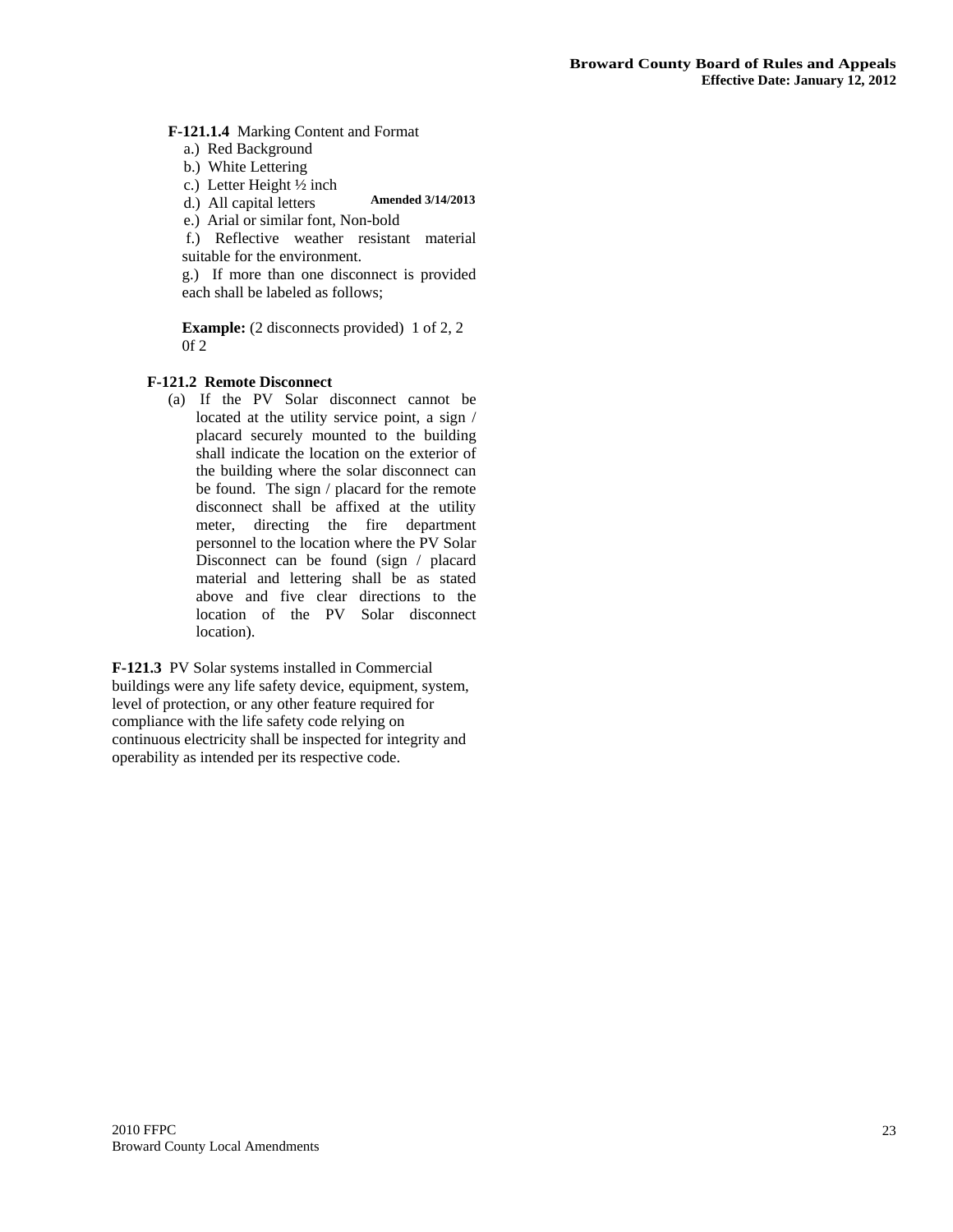**F-121.1.4** Marking Content and Format

a.) Red Background

b.) White Lettering

c.) Letter Height ½ inch

d.) All capital letters **Amended 3/14/2013**

e.) Arial or similar font, Non-bold

f.) Reflective weather resistant material suitable for the environment.

g.) If more than one disconnect is provided each shall be labeled as follows;

**Example:** (2 disconnects provided) 1 of 2, 2 0f 2

**F-121.2 Remote Disconnect**

(a) If the PV Solar disconnect cannot be located at the utility service point, a sign / placard securely mounted to the building shall indicate the location on the exterior of the building where the solar disconnect can be found. The sign / placard for the remote disconnect shall be affixed at the utility meter, directing the fire department personnel to the location where the PV Solar Disconnect can be found (sign / placard material and lettering shall be as stated above and five clear directions to the location of the PV Solar disconnect location).

**F-121.3** PV Solar systems installed in Commercial buildings were any life safety device, equipment, system, level of protection, or any other feature required for compliance with the life safety code relying on continuous electricity shall be inspected for integrity and operability as intended per its respective code.